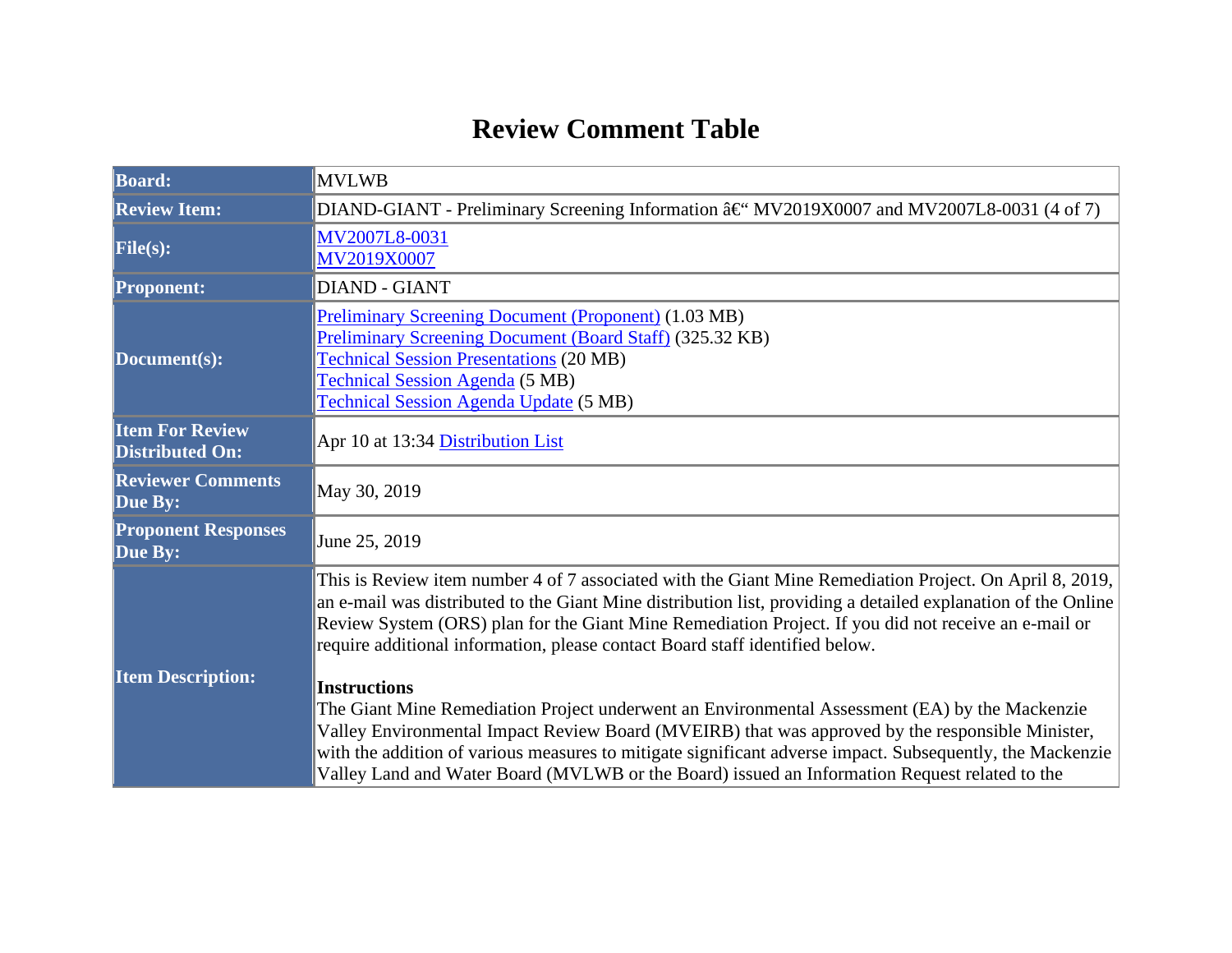# Review Comment Table

| | |
|---|---|
| **Board:** | MVLWB |
| **Review Item:** | DIAND-GIANT - Preliminary Screening Information â€“ MV2019X0007 and MV2007L8-0031 (4 of 7) |
| **File(s):** | MV2007L8-0031<br>MV2019X0007 |
| **Proponent:** | DIAND - GIANT |
| **Document(s):** | Preliminary Screening Document (Proponent) (1.03 MB)<br>Preliminary Screening Document (Board Staff) (325.32 KB)<br>Technical Session Presentations (20 MB)<br>Technical Session Agenda (5 MB)<br>Technical Session Agenda Update (5 MB) |
| **Item For Review Distributed On:** | Apr 10 at 13:34 Distribution List |
| **Reviewer Comments Due By:** | May 30, 2019 |
| **Proponent Responses Due By:** | June 25, 2019 |
| **Item Description:** | This is Review item number 4 of 7 associated with the Giant Mine Remediation Project. On April 8, 2019, an e-mail was distributed to the Giant Mine distribution list, providing a detailed explanation of the Online Review System (ORS) plan for the Giant Mine Remediation Project. If you did not receive an e-mail or require additional information, please contact Board staff identified below.<br><br>**Instructions**<br>The Giant Mine Remediation Project underwent an Environmental Assessment (EA) by the Mackenzie Valley Environmental Impact Review Board (MVEIRB) that was approved by the responsible Minister, with the addition of various measures to mitigate significant adverse impact. Subsequently, the Mackenzie Valley Land and Water Board (MVLWB or the Board) issued an Information Request related to the |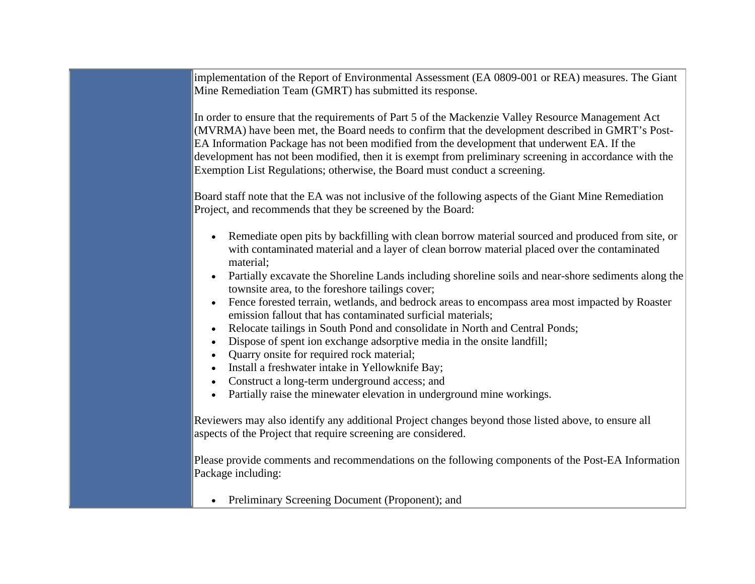| | |
|---|---|
| | implementation of the Report of Environmental Assessment (EA 0809-001 or REA) measures. The Giant Mine Remediation Team (GMRT) has submitted its response.<br><br>In order to ensure that the requirements of Part 5 of the Mackenzie Valley Resource Management Act (MVRMA) have been met, the Board needs to confirm that the development described in GMRT's Post-EA Information Package has not been modified from the development that underwent EA. If the development has not been modified, then it is exempt from preliminary screening in accordance with the Exemption List Regulations; otherwise, the Board must conduct a screening.<br><br>Board staff note that the EA was not inclusive of the following aspects of the Giant Mine Remediation Project, and recommends that they be screened by the Board:<br><br>• Remediate open pits by backfilling with clean borrow material sourced and produced from site, or with contaminated material and a layer of clean borrow material placed over the contaminated material;<br>• Partially excavate the Shoreline Lands including shoreline soils and near-shore sediments along the townsite area, to the foreshore tailings cover;<br>• Fence forested terrain, wetlands, and bedrock areas to encompass area most impacted by Roaster emission fallout that has contaminated surficial materials;<br>• Relocate tailings in South Pond and consolidate in North and Central Ponds;<br>• Dispose of spent ion exchange adsorptive media in the onsite landfill;<br>• Quarry onsite for required rock material;<br>• Install a freshwater intake in Yellowknife Bay;<br>• Construct a long-term underground access; and<br>• Partially raise the minewater elevation in underground mine workings.<br><br>Reviewers may also identify any additional Project changes beyond those listed above, to ensure all aspects of the Project that require screening are considered.<br><br>Please provide comments and recommendations on the following components of the Post-EA Information Package including:<br><br>• Preliminary Screening Document (Proponent); and |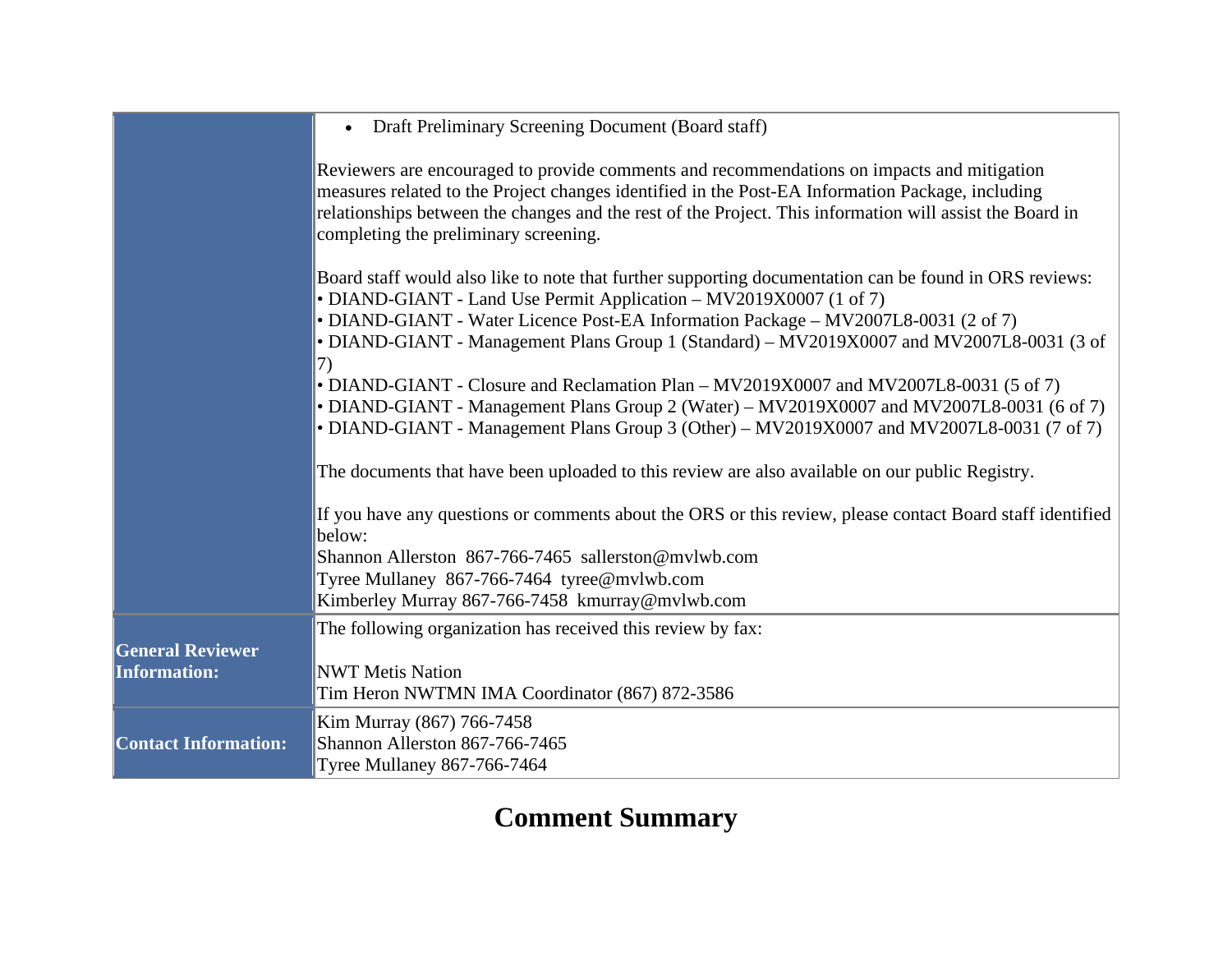| | |
|---|---|
| | • Draft Preliminary Screening Document (Board staff)<br><br>Reviewers are encouraged to provide comments and recommendations on impacts and mitigation measures related to the Project changes identified in the Post-EA Information Package, including relationships between the changes and the rest of the Project. This information will assist the Board in completing the preliminary screening.<br><br>Board staff would also like to note that further supporting documentation can be found in ORS reviews:<br>• DIAND-GIANT - Land Use Permit Application – MV2019X0007 (1 of 7)<br>• DIAND-GIANT - Water Licence Post-EA Information Package – MV2007L8-0031 (2 of 7)<br>• DIAND-GIANT - Management Plans Group 1 (Standard) – MV2019X0007 and MV2007L8-0031 (3 of 7)<br>• DIAND-GIANT - Closure and Reclamation Plan – MV2019X0007 and MV2007L8-0031 (5 of 7)<br>• DIAND-GIANT - Management Plans Group 2 (Water) – MV2019X0007 and MV2007L8-0031 (6 of 7)<br>• DIAND-GIANT - Management Plans Group 3 (Other) – MV2019X0007 and MV2007L8-0031 (7 of 7)<br><br>The documents that have been uploaded to this review are also available on our public Registry.<br><br>If you have any questions or comments about the ORS or this review, please contact Board staff identified below:<br>Shannon Allerston 867-766-7465 sallerston@mvlwb.com<br>Tyree Mullaney 867-766-7464 tyree@mvlwb.com<br>Kimberley Murray 867-766-7458 kmurray@mvlwb.com |
| **General Reviewer Information:** | The following organization has received this review by fax:<br><br>NWT Metis Nation<br>Tim Heron NWTMN IMA Coordinator (867) 872-3586 |
| **Contact Information:** | Kim Murray (867) 766-7458<br>Shannon Allerston 867-766-7465<br>Tyree Mullaney 867-766-7464 |

# Comment Summary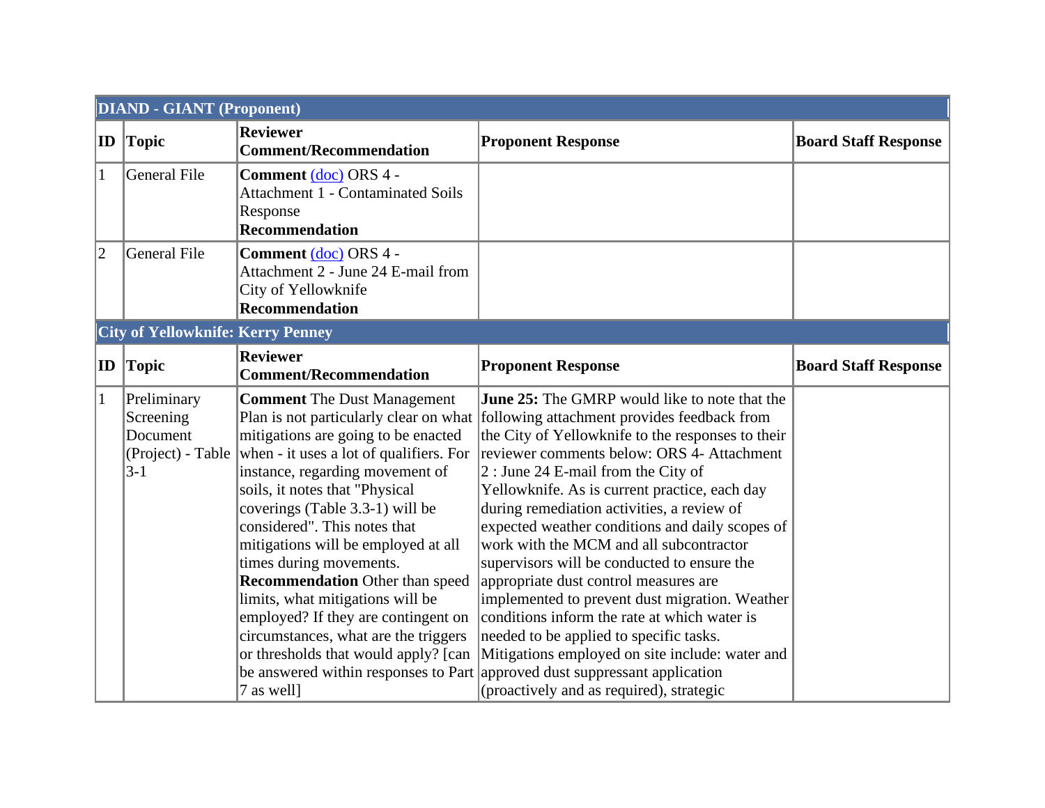| DIAND - GIANT (Proponent) | | | | |
|---|---|---|---|---|
| **ID** | **Topic** | **Reviewer Comment/Recommendation** | **Proponent Response** | **Board Staff Response** |
| 1 | General File | **Comment** (doc) ORS 4 - Attachment 1 - Contaminated Soils Response **Recommendation** | | |
| 2 | General File | **Comment** (doc) ORS 4 - Attachment 2 - June 24 E-mail from City of Yellowknife **Recommendation** | | |

| City of Yellowknife: Kerry Penney | | | | |
|---|---|---|---|---|
| **ID** | **Topic** | **Reviewer Comment/Recommendation** | **Proponent Response** | **Board Staff Response** |
| 1 | Preliminary Screening Document (Project) - Table 3-1 | **Comment** The Dust Management Plan is not particularly clear on what mitigations are going to be enacted when - it uses a lot of qualifiers. For instance, regarding movement of soils, it notes that "Physical coverings (Table 3.3-1) will be considered". This notes that mitigations will be employed at all times during movements. **Recommendation** Other than speed limits, what mitigations will be employed? If they are contingent on circumstances, what are the triggers or thresholds that would apply? [can be answered within responses to Part 7 as well] | **June 25:** The GMRP would like to note that the following attachment provides feedback from the City of Yellowknife to the responses to their reviewer comments below: ORS 4- Attachment 2 : June 24 E-mail from the City of Yellowknife. As is current practice, each day during remediation activities, a review of expected weather conditions and daily scopes of work with the MCM and all subcontractor supervisors will be conducted to ensure the appropriate dust control measures are implemented to prevent dust migration. Weather conditions inform the rate at which water is needed to be applied to specific tasks. Mitigations employed on site include: water and approved dust suppressant application (proactively and as required), strategic | |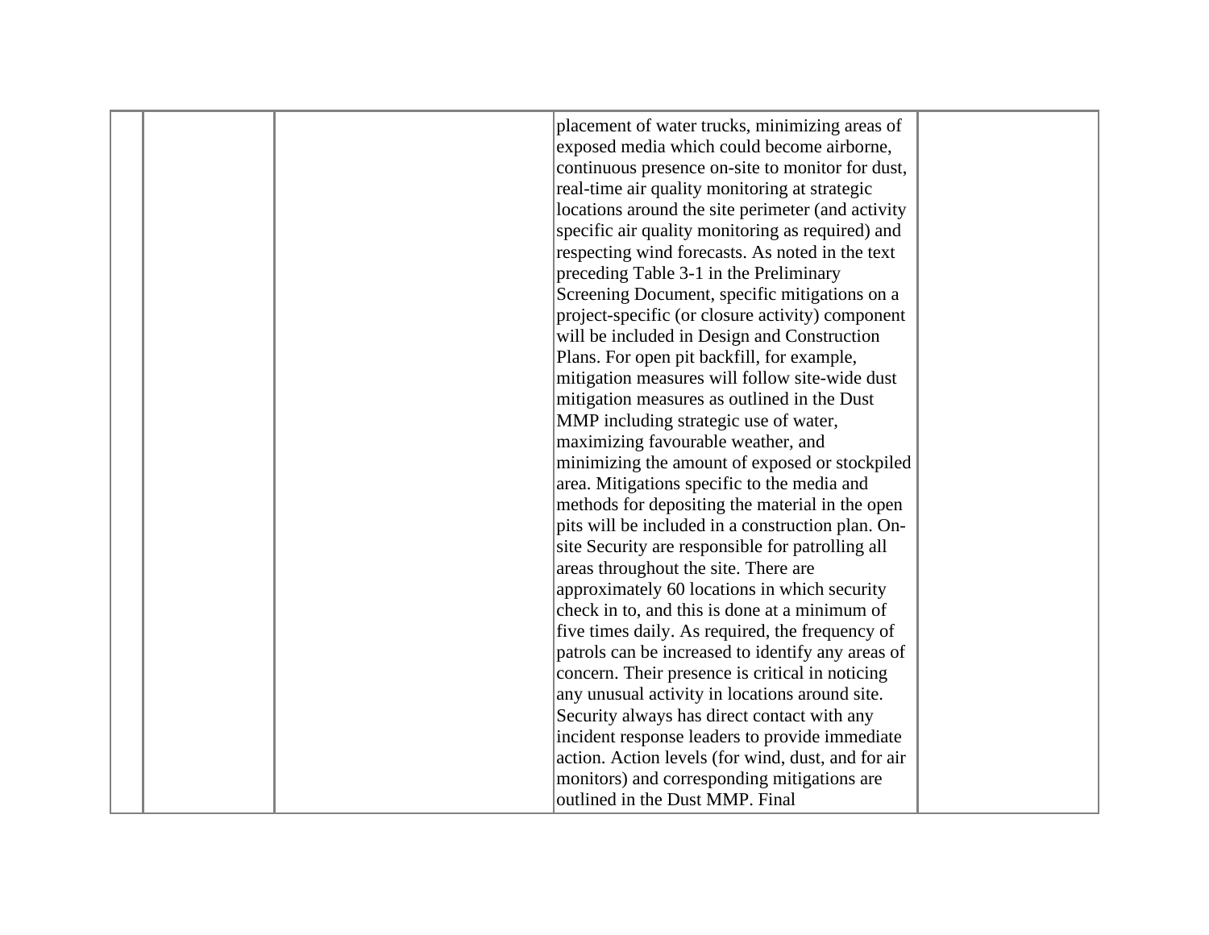| | | | | |
|---|---|---|---|---|
| | | | placement of water trucks, minimizing areas of exposed media which could become airborne, continuous presence on-site to monitor for dust, real-time air quality monitoring at strategic locations around the site perimeter (and activity specific air quality monitoring as required) and respecting wind forecasts. As noted in the text preceding Table 3-1 in the Preliminary Screening Document, specific mitigations on a project-specific (or closure activity) component will be included in Design and Construction Plans. For open pit backfill, for example, mitigation measures will follow site-wide dust mitigation measures as outlined in the Dust MMP including strategic use of water, maximizing favourable weather, and minimizing the amount of exposed or stockpiled area. Mitigations specific to the media and methods for depositing the material in the open pits will be included in a construction plan. On-site Security are responsible for patrolling all areas throughout the site. There are approximately 60 locations in which security check in to, and this is done at a minimum of five times daily. As required, the frequency of patrols can be increased to identify any areas of concern. Their presence is critical in noticing any unusual activity in locations around site. Security always has direct contact with any incident response leaders to provide immediate action. Action levels (for wind, dust, and for air monitors) and corresponding mitigations are outlined in the Dust MMP. Final | |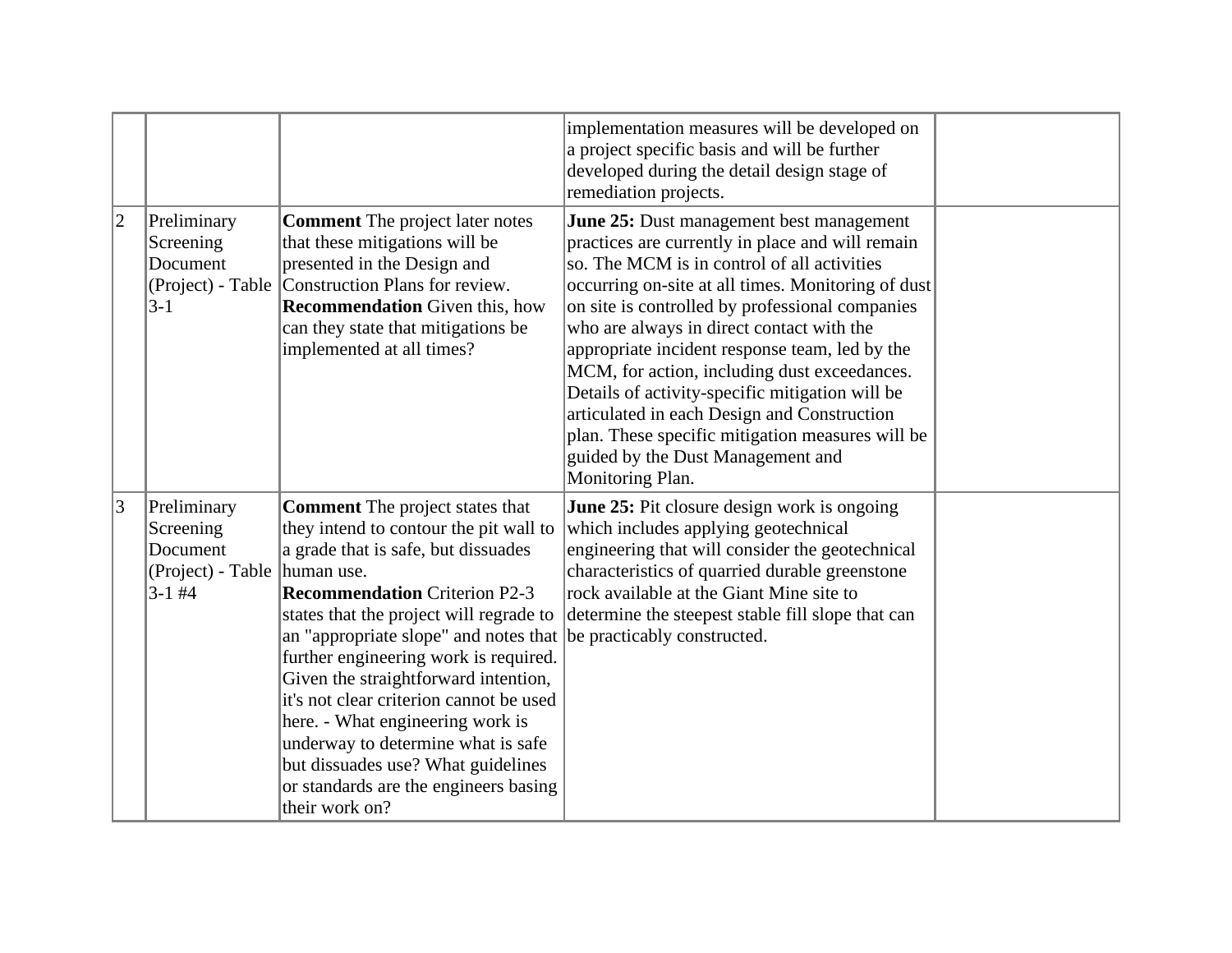| | | | | |
|---|---|---|---|---|
| | | | implementation measures will be developed on a project specific basis and will be further developed during the detail design stage of remediation projects. | |
| 2 | Preliminary Screening Document (Project) - Table 3-1 | **Comment** The project later notes that these mitigations will be presented in the Design and Construction Plans for review. **Recommendation** Given this, how can they state that mitigations be implemented at all times? | **June 25:** Dust management best management practices are currently in place and will remain so. The MCM is in control of all activities occurring on-site at all times. Monitoring of dust on site is controlled by professional companies who are always in direct contact with the appropriate incident response team, led by the MCM, for action, including dust exceedances. Details of activity-specific mitigation will be articulated in each Design and Construction plan. These specific mitigation measures will be guided by the Dust Management and Monitoring Plan. | |
| 3 | Preliminary Screening Document (Project) - Table 3-1 #4 | **Comment** The project states that they intend to contour the pit wall to a grade that is safe, but dissuades human use. **Recommendation** Criterion P2-3 states that the project will regrade to an "appropriate slope" and notes that further engineering work is required. Given the straightforward intention, it's not clear criterion cannot be used here. - What engineering work is underway to determine what is safe but dissuades use? What guidelines or standards are the engineers basing their work on? | **June 25:** Pit closure design work is ongoing which includes applying geotechnical engineering that will consider the geotechnical characteristics of quarried durable greenstone rock available at the Giant Mine site to determine the steepest stable fill slope that can be practicably constructed. | |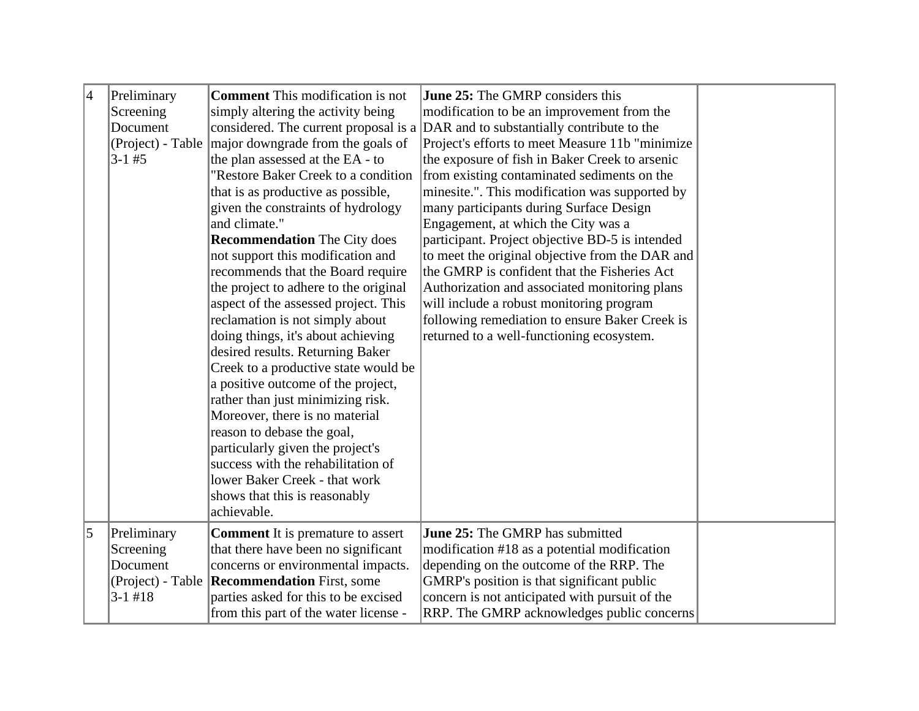| 4 | Preliminary Screening Document (Project) - Table 3-1 #5 | **Comment** This modification is not simply altering the activity being considered. The current proposal is a major downgrade from the goals of the plan assessed at the EA - to "Restore Baker Creek to a condition that is as productive as possible, given the constraints of hydrology and climate."<br>**Recommendation** The City does not support this modification and recommends that the Board require the project to adhere to the original aspect of the assessed project. This reclamation is not simply about doing things, it's about achieving desired results. Returning Baker Creek to a productive state would be a positive outcome of the project, rather than just minimizing risk. Moreover, there is no material reason to debase the goal, particularly given the project's success with the rehabilitation of lower Baker Creek - that work shows that this is reasonably achievable. | **June 25:** The GMRP considers this modification to be an improvement from the DAR and to substantially contribute to the Project's efforts to meet Measure 11b "minimize the exposure of fish in Baker Creek to arsenic from existing contaminated sediments on the minesite.". This modification was supported by many participants during Surface Design Engagement, at which the City was a participant. Project objective BD-5 is intended to meet the original objective from the DAR and the GMRP is confident that the Fisheries Act Authorization and associated monitoring plans will include a robust monitoring program following remediation to ensure Baker Creek is returned to a well-functioning ecosystem. | |
|---|---|---|---|---|
| 5 | Preliminary Screening Document (Project) - Table 3-1 #18 | **Comment** It is premature to assert that there have been no significant concerns or environmental impacts.<br>**Recommendation** First, some parties asked for this to be excised from this part of the water license - | **June 25:** The GMRP has submitted modification #18 as a potential modification depending on the outcome of the RRP. The GMRP's position is that significant public concern is not anticipated with pursuit of the RRP. The GMRP acknowledges public concerns | |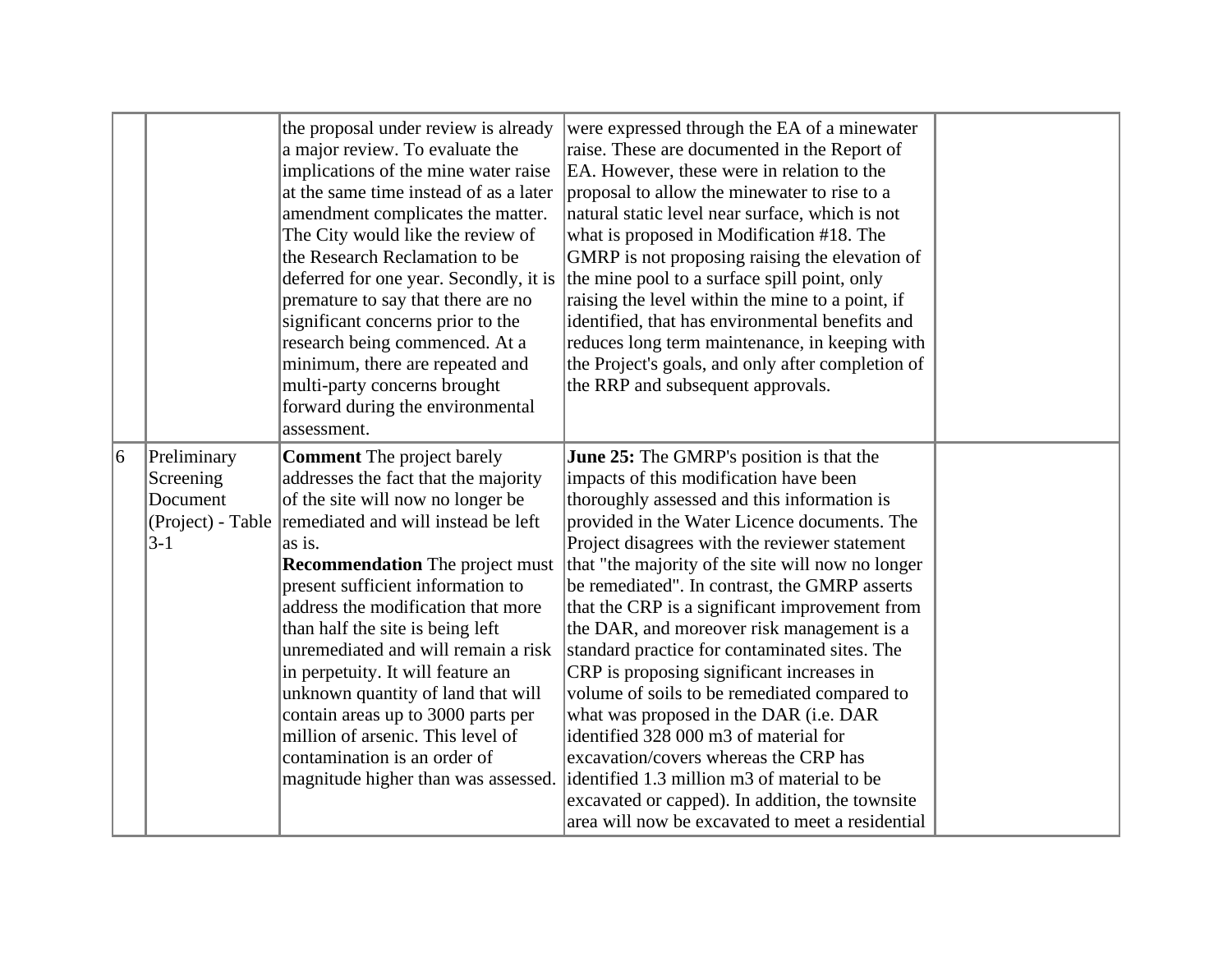| | | | | |
|---|---|---|---|---|
| | | the proposal under review is already a major review. To evaluate the implications of the mine water raise at the same time instead of as a later amendment complicates the matter. The City would like the review of the Research Reclamation to be deferred for one year. Secondly, it is premature to say that there are no significant concerns prior to the research being commenced. At a minimum, there are repeated and multi-party concerns brought forward during the environmental assessment. | were expressed through the EA of a minewater raise. These are documented in the Report of EA. However, these were in relation to the proposal to allow the minewater to rise to a natural static level near surface, which is not what is proposed in Modification #18. The GMRP is not proposing raising the elevation of the mine pool to a surface spill point, only raising the level within the mine to a point, if identified, that has environmental benefits and reduces long term maintenance, in keeping with the Project's goals, and only after completion of the RRP and subsequent approvals. | |
| 6 | Preliminary Screening Document (Project) - Table 3-1 | **Comment** The project barely addresses the fact that the majority of the site will now no longer be remediated and will instead be left as is.<br>**Recommendation** The project must present sufficient information to address the modification that more than half the site is being left unremediated and will remain a risk in perpetuity. It will feature an unknown quantity of land that will contain areas up to 3000 parts per million of arsenic. This level of contamination is an order of magnitude higher than was assessed. | **June 25:** The GMRP's position is that the impacts of this modification have been thoroughly assessed and this information is provided in the Water Licence documents. The Project disagrees with the reviewer statement that "the majority of the site will now no longer be remediated". In contrast, the GMRP asserts that the CRP is a significant improvement from the DAR, and moreover risk management is a standard practice for contaminated sites. The CRP is proposing significant increases in volume of soils to be remediated compared to what was proposed in the DAR (i.e. DAR identified 328 000 m3 of material for excavation/covers whereas the CRP has identified 1.3 million m3 of material to be excavated or capped). In addition, the townsite area will now be excavated to meet a residential | |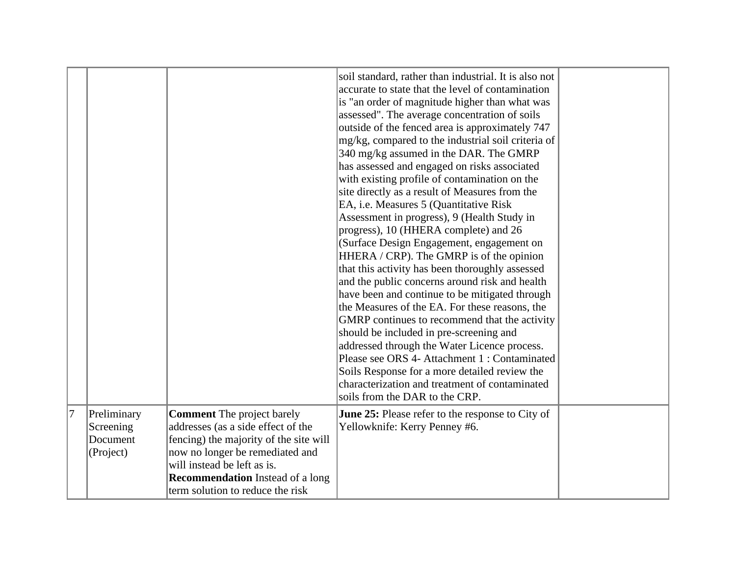| | | | | |
|---|---|---|---|---|
| | | | soil standard, rather than industrial. It is also not accurate to state that the level of contamination is "an order of magnitude higher than what was assessed". The average concentration of soils outside of the fenced area is approximately 747 mg/kg, compared to the industrial soil criteria of 340 mg/kg assumed in the DAR. The GMRP has assessed and engaged on risks associated with existing profile of contamination on the site directly as a result of Measures from the EA, i.e. Measures 5 (Quantitative Risk Assessment in progress), 9 (Health Study in progress), 10 (HHERA complete) and 26 (Surface Design Engagement, engagement on HHERA / CRP). The GMRP is of the opinion that this activity has been thoroughly assessed and the public concerns around risk and health have been and continue to be mitigated through the Measures of the EA. For these reasons, the GMRP continues to recommend that the activity should be included in pre-screening and addressed through the Water Licence process. Please see ORS 4- Attachment 1 : Contaminated Soils Response for a more detailed review the characterization and treatment of contaminated soils from the DAR to the CRP. | |
| 7 | Preliminary Screening Document (Project) | **Comment** The project barely addresses (as a side effect of the fencing) the majority of the site will now no longer be remediated and will instead be left as is.<br>**Recommendation** Instead of a long term solution to reduce the risk | **June 25:** Please refer to the response to City of Yellowknife: Kerry Penney #6. | |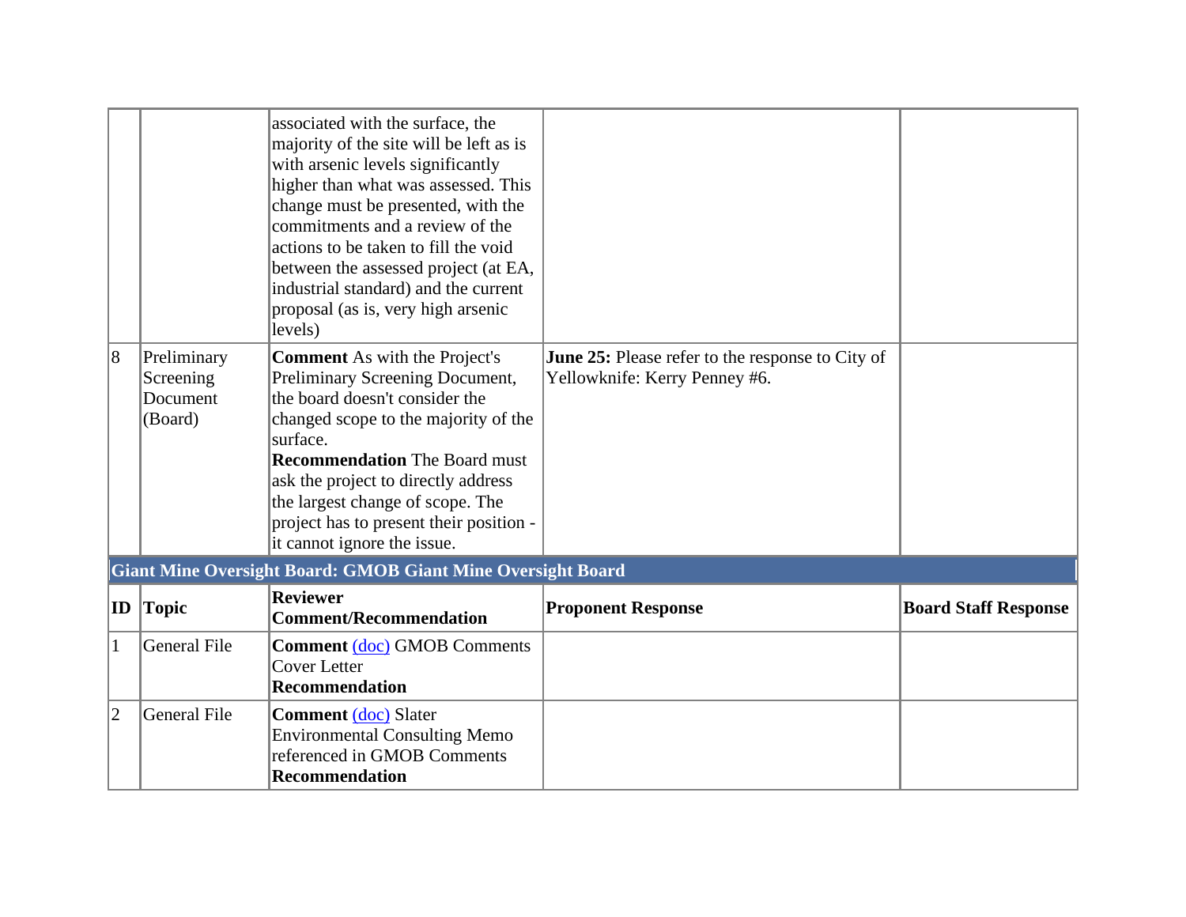| ID | Topic | Reviewer Comment/Recommendation | Proponent Response | Board Staff Response |
| --- | --- | --- | --- | --- |
| | | associated with the surface, the majority of the site will be left as is with arsenic levels significantly higher than what was assessed. This change must be presented, with the commitments and a review of the actions to be taken to fill the void between the assessed project (at EA, industrial standard) and the current proposal (as is, very high arsenic levels) | | |
| 8 | Preliminary Screening Document (Board) | **Comment** As with the Project's Preliminary Screening Document, the board doesn't consider the changed scope to the majority of the surface.<br>**Recommendation** The Board must ask the project to directly address the largest change of scope. The project has to present their position - it cannot ignore the issue. | **June 25:** Please refer to the response to City of Yellowknife: Kerry Penney #6. | |

**Giant Mine Oversight Board: GMOB Giant Mine Oversight Board**

| ID | Topic | Reviewer Comment/Recommendation | Proponent Response | Board Staff Response |
| --- | --- | --- | --- | --- |
| 1 | General File | **Comment** (doc) GMOB Comments Cover Letter<br>**Recommendation** | | |
| 2 | General File | **Comment** (doc) Slater Environmental Consulting Memo referenced in GMOB Comments<br>**Recommendation** | | |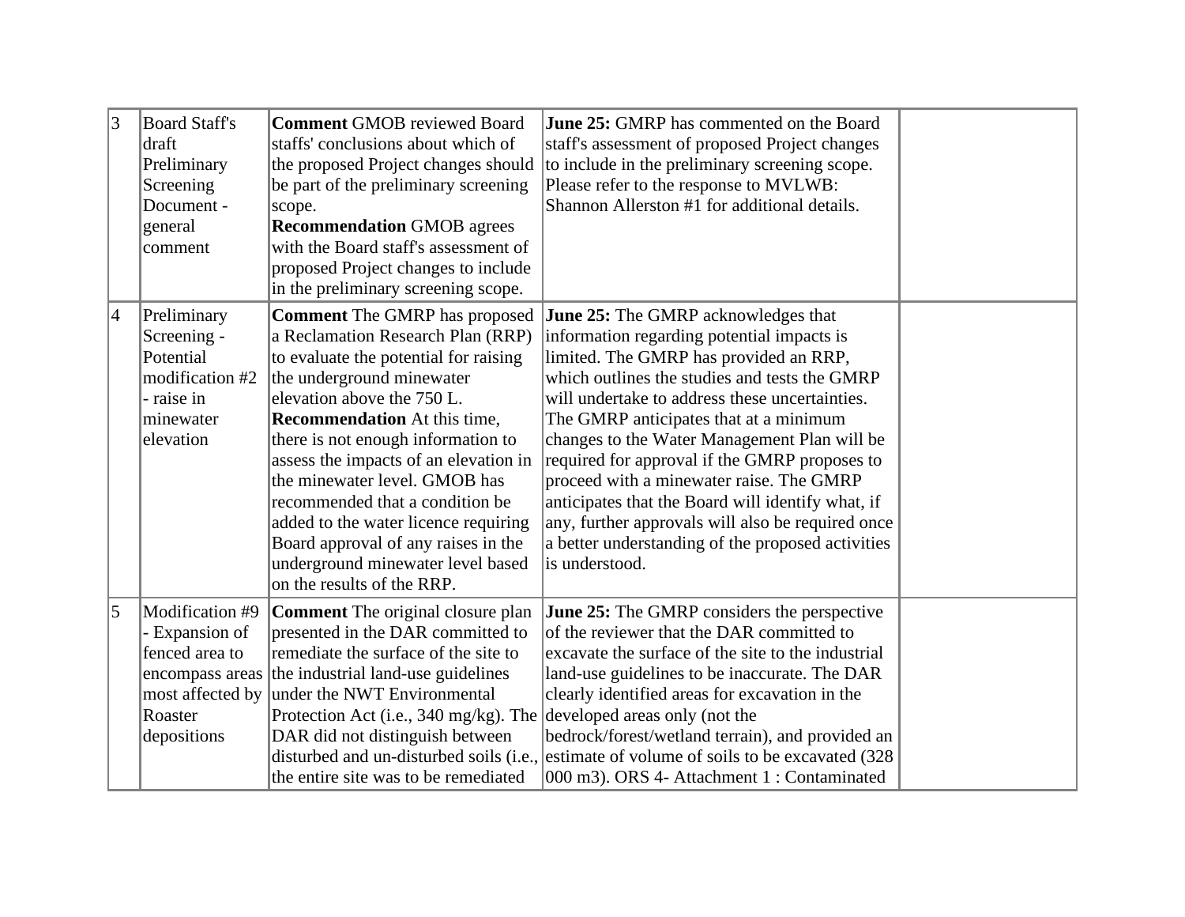| 3 | Board Staff's draft Preliminary Screening Document - general comment | **Comment** GMOB reviewed Board staffs' conclusions about which of the proposed Project changes should be part of the preliminary screening scope.<br>**Recommendation** GMOB agrees with the Board staff's assessment of proposed Project changes to include in the preliminary screening scope. | **June 25:** GMRP has commented on the Board staff's assessment of proposed Project changes to include in the preliminary screening scope. Please refer to the response to MVLWB: Shannon Allerston #1 for additional details. | |
|---|---|---|---|---|
| 4 | Preliminary Screening - Potential modification #2 - raise in minewater elevation | **Comment** The GMRP has proposed a Reclamation Research Plan (RRP) to evaluate the potential for raising the underground minewater elevation above the 750 L.<br>**Recommendation** At this time, there is not enough information to assess the impacts of an elevation in the minewater level. GMOB has recommended that a condition be added to the water licence requiring Board approval of any raises in the underground minewater level based on the results of the RRP. | **June 25:** The GMRP acknowledges that information regarding potential impacts is limited. The GMRP has provided an RRP, which outlines the studies and tests the GMRP will undertake to address these uncertainties. The GMRP anticipates that at a minimum changes to the Water Management Plan will be required for approval if the GMRP proposes to proceed with a minewater raise. The GMRP anticipates that the Board will identify what, if any, further approvals will also be required once a better understanding of the proposed activities is understood. | |
| 5 | Modification #9 - Expansion of fenced area to encompass areas most affected by Roaster depositions | **Comment** The original closure plan presented in the DAR committed to remediate the surface of the site to the industrial land-use guidelines under the NWT Environmental Protection Act (i.e., 340 mg/kg). The DAR did not distinguish between disturbed and un-disturbed soils (i.e., the entire site was to be remediated | **June 25:** The GMRP considers the perspective of the reviewer that the DAR committed to excavate the surface of the site to the industrial land-use guidelines to be inaccurate. The DAR clearly identified areas for excavation in the developed areas only (not the bedrock/forest/wetland terrain), and provided an estimate of volume of soils to be excavated (328 000 m3). ORS 4- Attachment 1 : Contaminated | |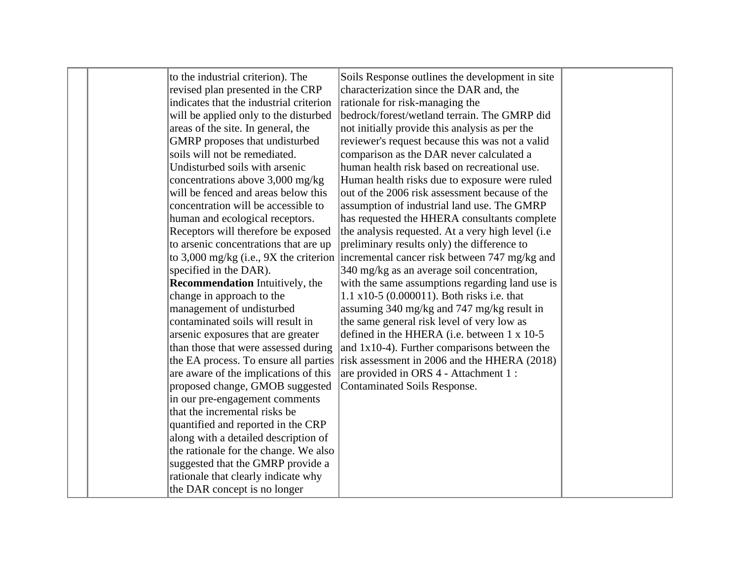| | | | | |
|---|---|---|---|---|
| | | to the industrial criterion). The revised plan presented in the CRP indicates that the industrial criterion will be applied only to the disturbed areas of the site. In general, the GMRP proposes that undisturbed soils will not be remediated. Undisturbed soils with arsenic concentrations above 3,000 mg/kg will be fenced and areas below this concentration will be accessible to human and ecological receptors. Receptors will therefore be exposed to arsenic concentrations that are up to 3,000 mg/kg (i.e., 9X the criterion specified in the DAR).<br>**Recommendation** Intuitively, the change in approach to the management of undisturbed contaminated soils will result in arsenic exposures that are greater than those that were assessed during the EA process. To ensure all parties are aware of the implications of this proposed change, GMOB suggested in our pre-engagement comments that the incremental risks be quantified and reported in the CRP along with a detailed description of the rationale for the change. We also suggested that the GMRP provide a rationale that clearly indicate why the DAR concept is no longer | Soils Response outlines the development in site characterization since the DAR and, the rationale for risk-managing the bedrock/forest/wetland terrain. The GMRP did not initially provide this analysis as per the reviewer's request because this was not a valid comparison as the DAR never calculated a human health risk based on recreational use. Human health risks due to exposure were ruled out of the 2006 risk assessment because of the assumption of industrial land use. The GMRP has requested the HHERA consultants complete the analysis requested. At a very high level (i.e preliminary results only) the difference to incremental cancer risk between 747 mg/kg and 340 mg/kg as an average soil concentration, with the same assumptions regarding land use is 1.1 x10-5 (0.000011). Both risks i.e. that assuming 340 mg/kg and 747 mg/kg result in the same general risk level of very low as defined in the HHERA (i.e. between 1 x 10-5 and 1x10-4). Further comparisons between the risk assessment in 2006 and the HHERA (2018) are provided in ORS 4 - Attachment 1 : Contaminated Soils Response. | |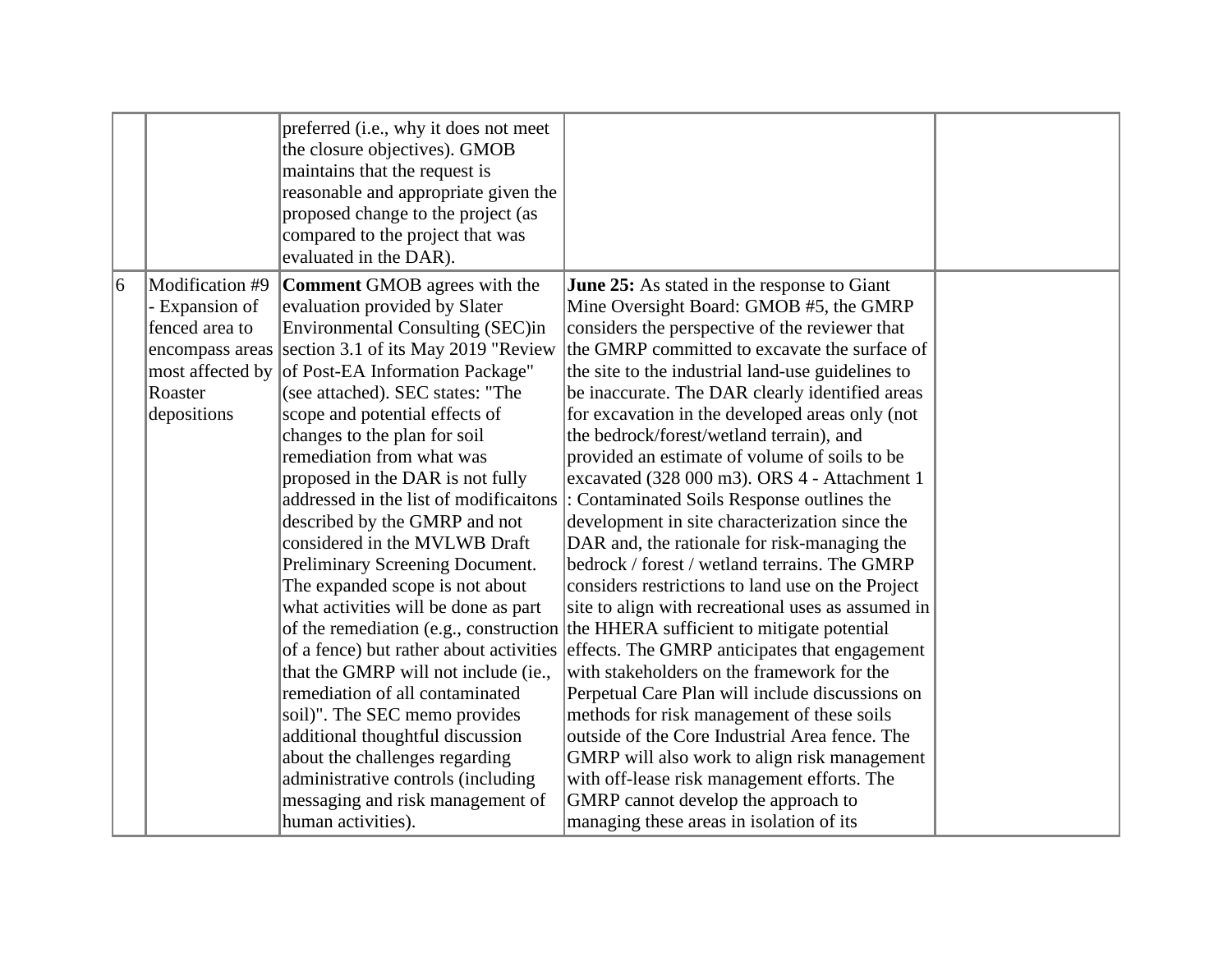| | | | | |
|---|---|---|---|---|
| | | preferred (i.e., why it does not meet the closure objectives). GMOB maintains that the request is reasonable and appropriate given the proposed change to the project (as compared to the project that was evaluated in the DAR). | | |
| 6 | Modification #9 - Expansion of fenced area to encompass areas most affected by Roaster depositions | **Comment** GMOB agrees with the evaluation provided by Slater Environmental Consulting (SEC)in section 3.1 of its May 2019 "Review of Post-EA Information Package" (see attached). SEC states: "The scope and potential effects of changes to the plan for soil remediation from what was proposed in the DAR is not fully addressed in the list of modificaitons described by the GMRP and not considered in the MVLWB Draft Preliminary Screening Document. The expanded scope is not about what activities will be done as part of the remediation (e.g., construction of a fence) but rather about activities that the GMRP will not include (ie., remediation of all contaminated soil)". The SEC memo provides additional thoughtful discussion about the challenges regarding administrative controls (including messaging and risk management of human activities). | **June 25:** As stated in the response to Giant Mine Oversight Board: GMOB #5, the GMRP considers the perspective of the reviewer that the GMRP committed to excavate the surface of the site to the industrial land-use guidelines to be inaccurate. The DAR clearly identified areas for excavation in the developed areas only (not the bedrock/forest/wetland terrain), and provided an estimate of volume of soils to be excavated (328 000 m3). ORS 4 - Attachment 1 : Contaminated Soils Response outlines the development in site characterization since the DAR and, the rationale for risk-managing the bedrock / forest / wetland terrains. The GMRP considers restrictions to land use on the Project site to align with recreational uses as assumed in the HHERA sufficient to mitigate potential effects. The GMRP anticipates that engagement with stakeholders on the framework for the Perpetual Care Plan will include discussions on methods for risk management of these soils outside of the Core Industrial Area fence. The GMRP will also work to align risk management with off-lease risk management efforts. The GMRP cannot develop the approach to managing these areas in isolation of its | |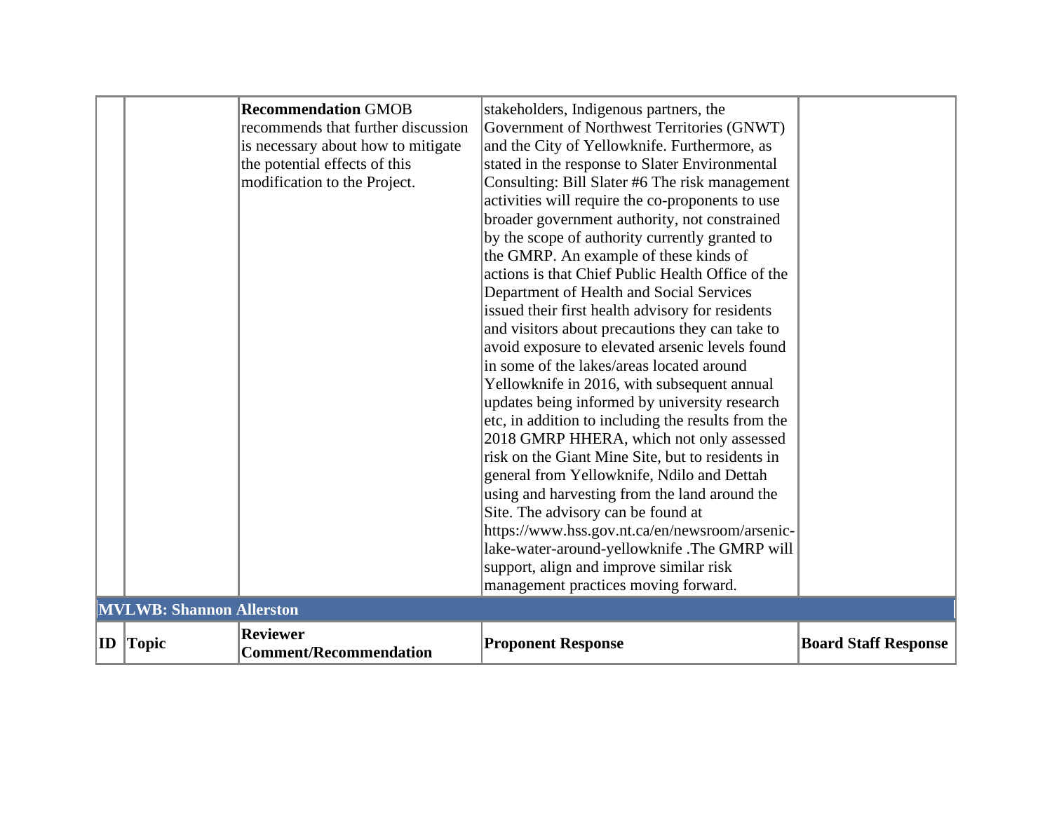| | | | | |
|---|---|---|---|---|
| | | **Recommendation** GMOB recommends that further discussion is necessary about how to mitigate the potential effects of this modification to the Project. | stakeholders, Indigenous partners, the Government of Northwest Territories (GNWT) and the City of Yellowknife. Furthermore, as stated in the response to Slater Environmental Consulting: Bill Slater #6 The risk management activities will require the co-proponents to use broader government authority, not constrained by the scope of authority currently granted to the GMRP. An example of these kinds of actions is that Chief Public Health Office of the Department of Health and Social Services issued their first health advisory for residents and visitors about precautions they can take to avoid exposure to elevated arsenic levels found in some of the lakes/areas located around Yellowknife in 2016, with subsequent annual updates being informed by university research etc, in addition to including the results from the 2018 GMRP HHERA, which not only assessed risk on the Giant Mine Site, but to residents in general from Yellowknife, Ndilo and Dettah using and harvesting from the land around the Site. The advisory can be found at https://www.hss.gov.nt.ca/en/newsroom/arsenic-lake-water-around-yellowknife .The GMRP will support, align and improve similar risk management practices moving forward. | |

**MVLWB: Shannon Allerston**

| ID | Topic | Reviewer Comment/Recommendation | Proponent Response | Board Staff Response |
|---|---|---|---|---|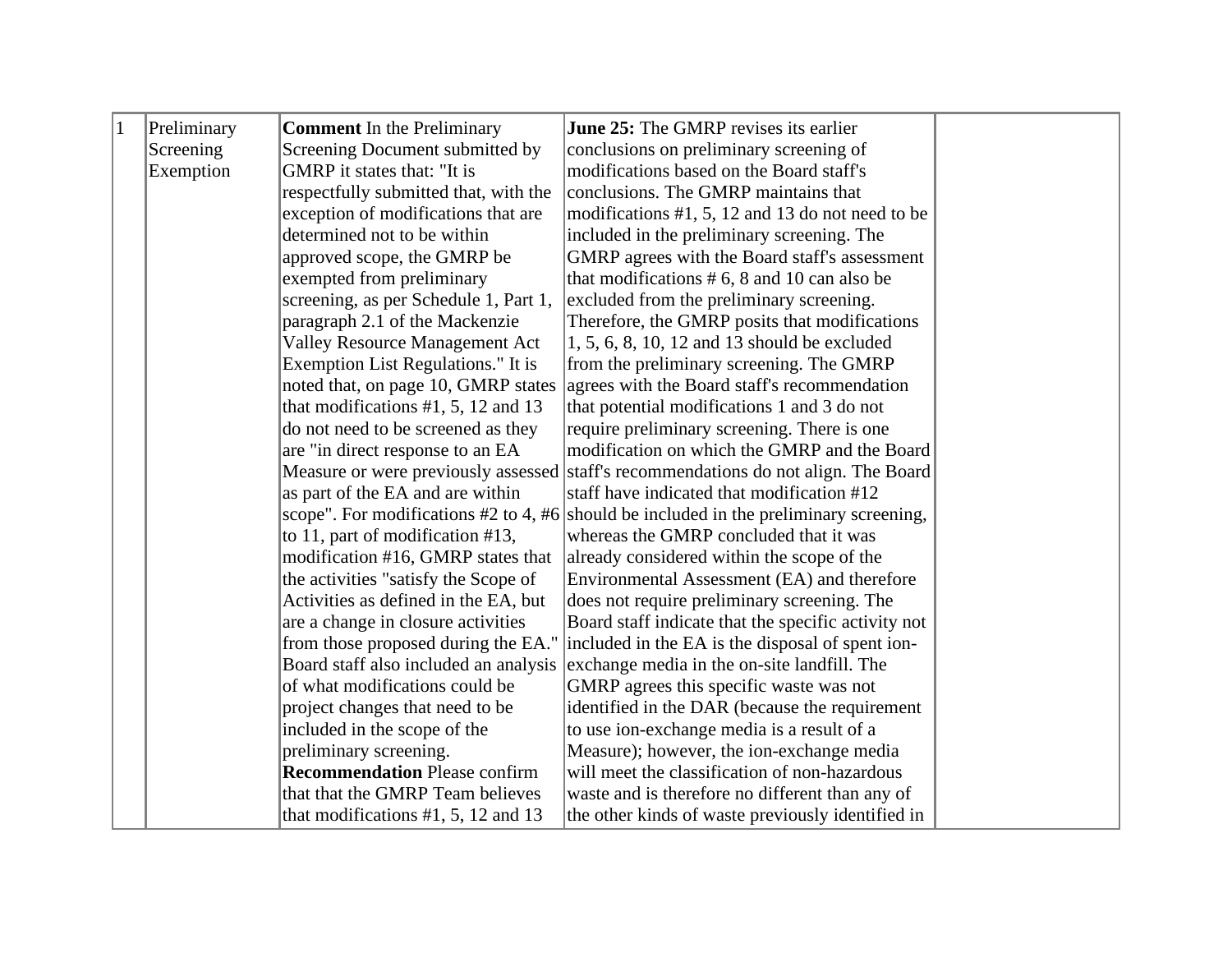| 1 | Preliminary Screening Exemption | **Comment** In the Preliminary Screening Document submitted by GMRP it states that: "It is respectfully submitted that, with the exception of modifications that are determined not to be within approved scope, the GMRP be exempted from preliminary screening, as per Schedule 1, Part 1, paragraph 2.1 of the Mackenzie Valley Resource Management Act Exemption List Regulations." It is noted that, on page 10, GMRP states that modifications #1, 5, 12 and 13 do not need to be screened as they are "in direct response to an EA Measure or were previously assessed as part of the EA and are within scope". For modifications #2 to 4, #6 to 11, part of modification #13, modification #16, GMRP states that the activities "satisfy the Scope of Activities as defined in the EA, but are a change in closure activities from those proposed during the EA." Board staff also included an analysis of what modifications could be project changes that need to be included in the scope of the preliminary screening.<br>**Recommendation** Please confirm that that the GMRP Team believes that modifications #1, 5, 12 and 13 | **June 25:** The GMRP revises its earlier conclusions on preliminary screening of modifications based on the Board staff's conclusions. The GMRP maintains that modifications #1, 5, 12 and 13 do not need to be included in the preliminary screening. The GMRP agrees with the Board staff's assessment that modifications # 6, 8 and 10 can also be excluded from the preliminary screening. Therefore, the GMRP posits that modifications 1, 5, 6, 8, 10, 12 and 13 should be excluded from the preliminary screening. The GMRP agrees with the Board staff's recommendation that potential modifications 1 and 3 do not require preliminary screening. There is one modification on which the GMRP and the Board staff's recommendations do not align. The Board staff have indicated that modification #12 should be included in the preliminary screening, whereas the GMRP concluded that it was already considered within the scope of the Environmental Assessment (EA) and therefore does not require preliminary screening. The Board staff indicate that the specific activity not included in the EA is the disposal of spent ion-exchange media in the on-site landfill. The GMRP agrees this specific waste was not identified in the DAR (because the requirement to use ion-exchange media is a result of a Measure); however, the ion-exchange media will meet the classification of non-hazardous waste and is therefore no different than any of the other kinds of waste previously identified in | |
|---|---|---|---|---|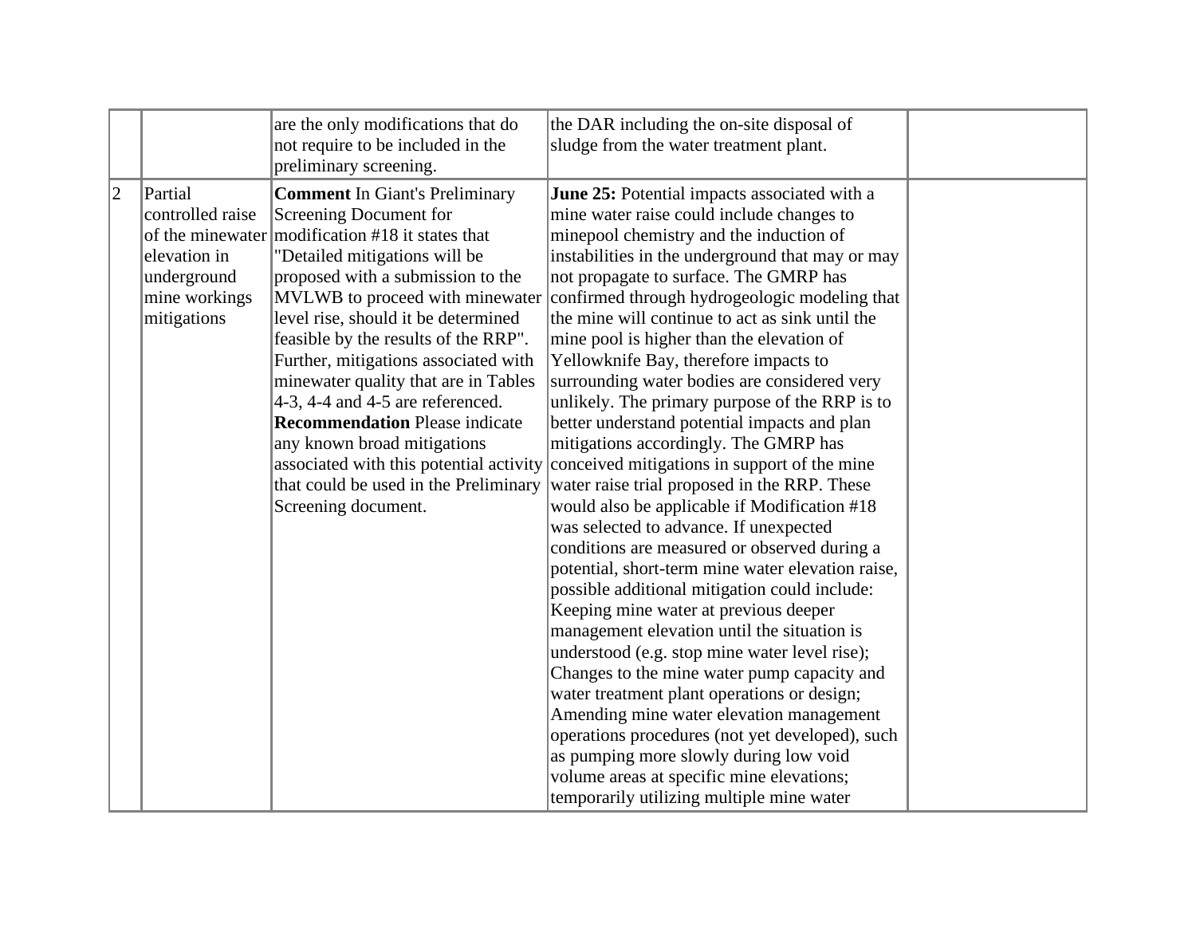| | | | | |
|---|---|---|---|---|
| | | are the only modifications that do not require to be included in the preliminary screening. | the DAR including the on-site disposal of sludge from the water treatment plant. | |
| 2 | Partial controlled raise of the minewater elevation in underground mine workings mitigations | **Comment** In Giant's Preliminary Screening Document for modification #18 it states that "Detailed mitigations will be proposed with a submission to the MVLWB to proceed with minewater level rise, should it be determined feasible by the results of the RRP". Further, mitigations associated with minewater quality that are in Tables 4-3, 4-4 and 4-5 are referenced. **Recommendation** Please indicate any known broad mitigations associated with this potential activity that could be used in the Preliminary Screening document. | **June 25:** Potential impacts associated with a mine water raise could include changes to minepool chemistry and the induction of instabilities in the underground that may or may not propagate to surface. The GMRP has confirmed through hydrogeologic modeling that the mine will continue to act as sink until the mine pool is higher than the elevation of Yellowknife Bay, therefore impacts to surrounding water bodies are considered very unlikely. The primary purpose of the RRP is to better understand potential impacts and plan mitigations accordingly. The GMRP has conceived mitigations in support of the mine water raise trial proposed in the RRP. These would also be applicable if Modification #18 was selected to advance. If unexpected conditions are measured or observed during a potential, short-term mine water elevation raise, possible additional mitigation could include: Keeping mine water at previous deeper management elevation until the situation is understood (e.g. stop mine water level rise); Changes to the mine water pump capacity and water treatment plant operations or design; Amending mine water elevation management operations procedures (not yet developed), such as pumping more slowly during low void volume areas at specific mine elevations; temporarily utilizing multiple mine water | |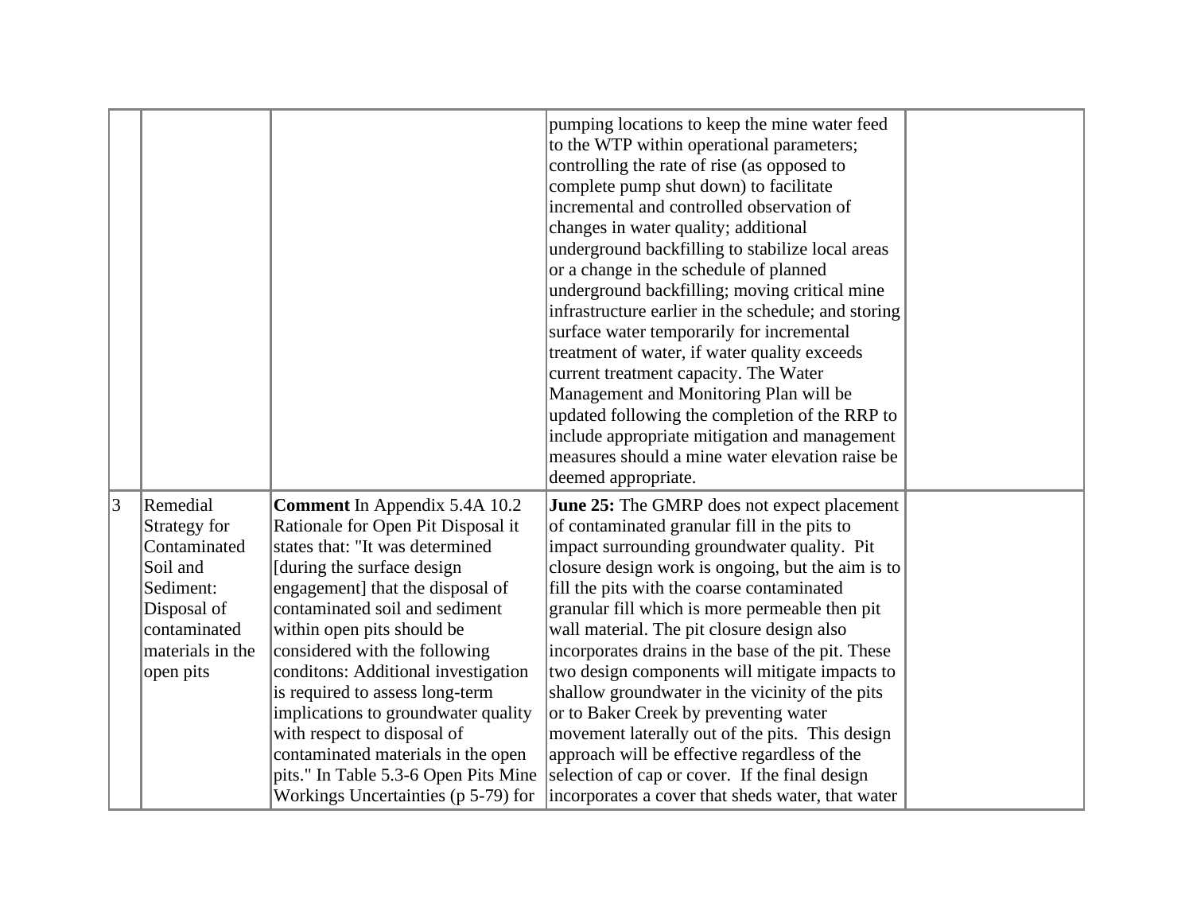| | | | | |
|---|---|---|---|---|
| | | | pumping locations to keep the mine water feed to the WTP within operational parameters; controlling the rate of rise (as opposed to complete pump shut down) to facilitate incremental and controlled observation of changes in water quality; additional underground backfilling to stabilize local areas or a change in the schedule of planned underground backfilling; moving critical mine infrastructure earlier in the schedule; and storing surface water temporarily for incremental treatment of water, if water quality exceeds current treatment capacity. The Water Management and Monitoring Plan will be updated following the completion of the RRP to include appropriate mitigation and management measures should a mine water elevation raise be deemed appropriate. | |
| 3 | Remedial Strategy for Contaminated Soil and Sediment: Disposal of contaminated materials in the open pits | **Comment** In Appendix 5.4A 10.2 Rationale for Open Pit Disposal it states that: "It was determined [during the surface design engagement] that the disposal of contaminated soil and sediment within open pits should be considered with the following conditons: Additional investigation is required to assess long-term implications to groundwater quality with respect to disposal of contaminated materials in the open pits." In Table 5.3-6 Open Pits Mine Workings Uncertainties (p 5-79) for | **June 25:** The GMRP does not expect placement of contaminated granular fill in the pits to impact surrounding groundwater quality. Pit closure design work is ongoing, but the aim is to fill the pits with the coarse contaminated granular fill which is more permeable then pit wall material. The pit closure design also incorporates drains in the base of the pit. These two design components will mitigate impacts to shallow groundwater in the vicinity of the pits or to Baker Creek by preventing water movement laterally out of the pits. This design approach will be effective regardless of the selection of cap or cover. If the final design incorporates a cover that sheds water, that water | |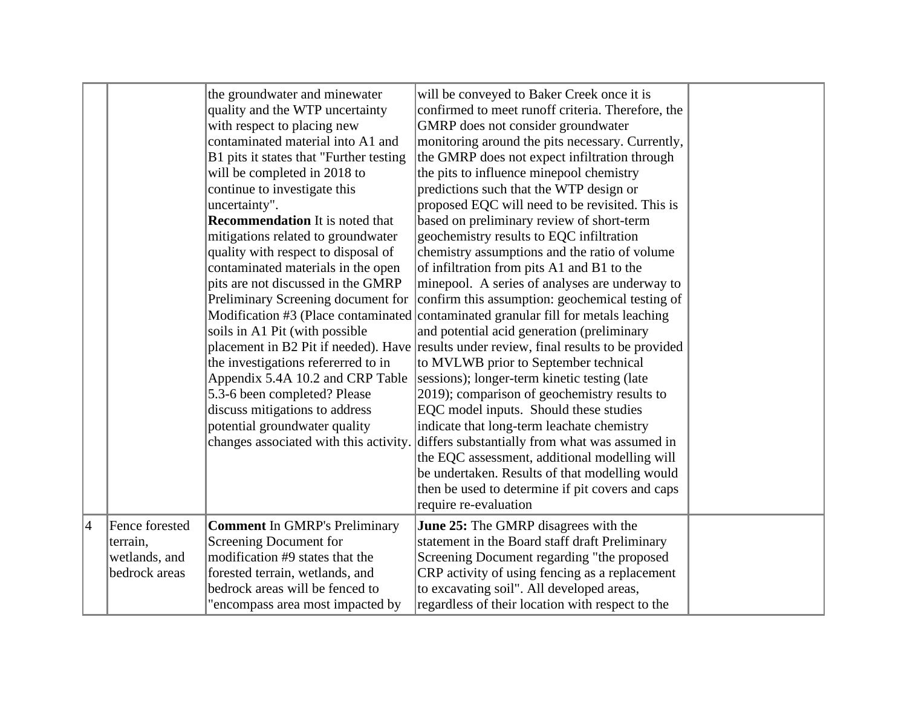| | | | | |
|---|---|---|---|---|
| | | the groundwater and minewater quality and the WTP uncertainty with respect to placing new contaminated material into A1 and B1 pits it states that "Further testing will be completed in 2018 to continue to investigate this uncertainty".<br>**Recommendation** It is noted that mitigations related to groundwater quality with respect to disposal of contaminated materials in the open pits are not discussed in the GMRP Preliminary Screening document for Modification #3 (Place contaminated soils in A1 Pit (with possible placement in B2 Pit if needed). Have the investigations refererred to in Appendix 5.4A 10.2 and CRP Table 5.3-6 been completed? Please discuss mitigations to address potential groundwater quality changes associated with this activity. | will be conveyed to Baker Creek once it is confirmed to meet runoff criteria. Therefore, the GMRP does not consider groundwater monitoring around the pits necessary. Currently, the GMRP does not expect infiltration through the pits to influence minepool chemistry predictions such that the WTP design or proposed EQC will need to be revisited. This is based on preliminary review of short-term geochemistry results to EQC infiltration chemistry assumptions and the ratio of volume of infiltration from pits A1 and B1 to the minepool. A series of analyses are underway to confirm this assumption: geochemical testing of contaminated granular fill for metals leaching and potential acid generation (preliminary results under review, final results to be provided to MVLWB prior to September technical sessions); longer-term kinetic testing (late 2019); comparison of geochemistry results to EQC model inputs. Should these studies indicate that long-term leachate chemistry differs substantially from what was assumed in the EQC assessment, additional modelling will be undertaken. Results of that modelling would then be used to determine if pit covers and caps require re-evaluation | |
| 4 | Fence forested terrain, wetlands, and bedrock areas | **Comment** In GMRP's Preliminary Screening Document for modification #9 states that the forested terrain, wetlands, and bedrock areas will be fenced to "encompass area most impacted by | **June 25:** The GMRP disagrees with the statement in the Board staff draft Preliminary Screening Document regarding "the proposed CRP activity of using fencing as a replacement to excavating soil". All developed areas, regardless of their location with respect to the | |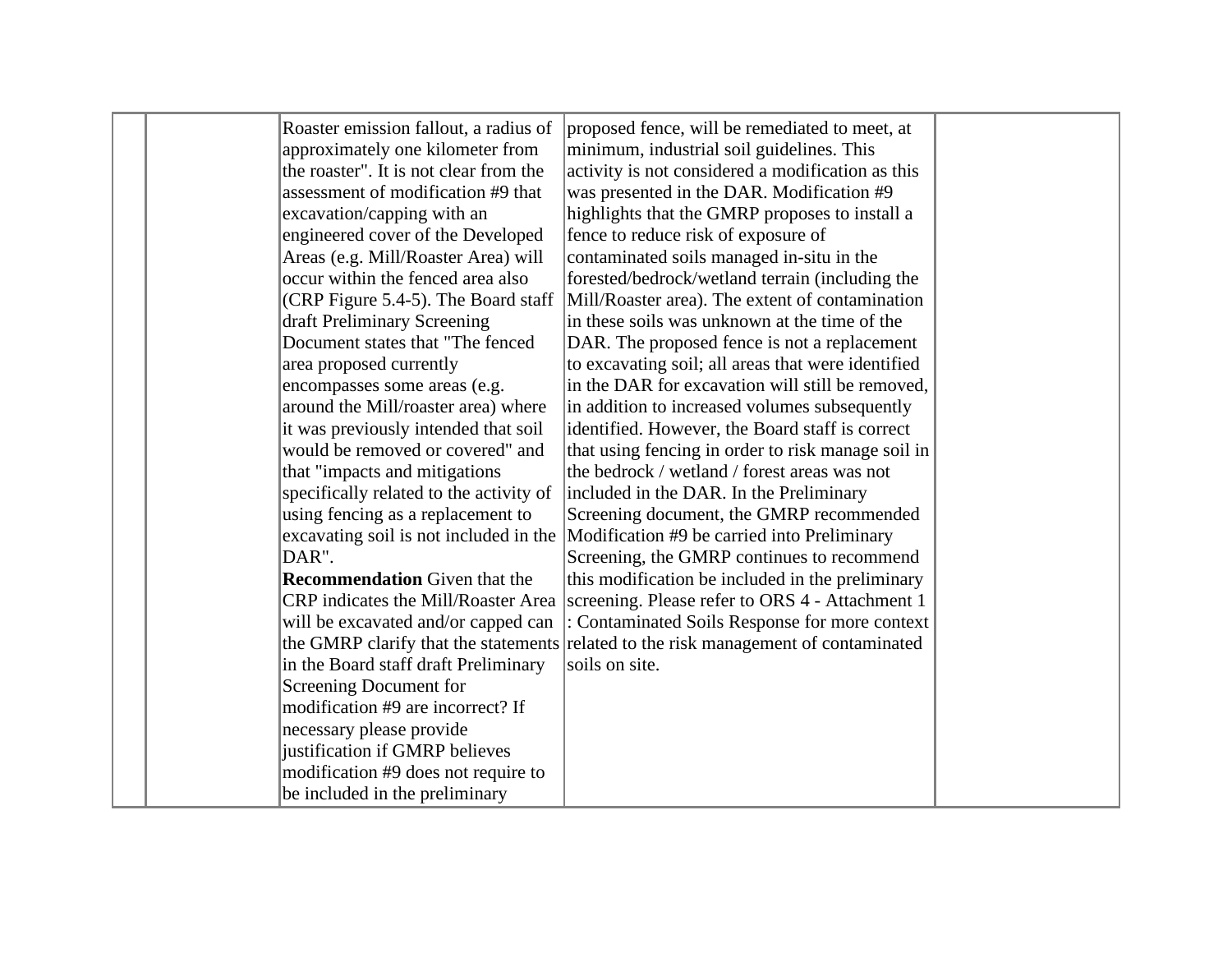| | | | | |
|---|---|---|---|---|
| | | Roaster emission fallout, a radius of approximately one kilometer from the roaster". It is not clear from the assessment of modification #9 that excavation/capping with an engineered cover of the Developed Areas (e.g. Mill/Roaster Area) will occur within the fenced area also (CRP Figure 5.4-5). The Board staff draft Preliminary Screening Document states that "The fenced area proposed currently encompasses some areas (e.g. around the Mill/roaster area) where it was previously intended that soil would be removed or covered" and that "impacts and mitigations specifically related to the activity of using fencing as a replacement to excavating soil is not included in the DAR".<br>**Recommendation** Given that the CRP indicates the Mill/Roaster Area will be excavated and/or capped can the GMRP clarify that the statements in the Board staff draft Preliminary Screening Document for modification #9 are incorrect? If necessary please provide justification if GMRP believes modification #9 does not require to be included in the preliminary | proposed fence, will be remediated to meet, at minimum, industrial soil guidelines. This activity is not considered a modification as this was presented in the DAR. Modification #9 highlights that the GMRP proposes to install a fence to reduce risk of exposure of contaminated soils managed in-situ in the forested/bedrock/wetland terrain (including the Mill/Roaster area). The extent of contamination in these soils was unknown at the time of the DAR. The proposed fence is not a replacement to excavating soil; all areas that were identified in the DAR for excavation will still be removed, in addition to increased volumes subsequently identified. However, the Board staff is correct that using fencing in order to risk manage soil in the bedrock / wetland / forest areas was not included in the DAR. In the Preliminary Screening document, the GMRP recommended Modification #9 be carried into Preliminary Screening, the GMRP continues to recommend this modification be included in the preliminary screening. Please refer to ORS 4 - Attachment 1 : Contaminated Soils Response for more context related to the risk management of contaminated soils on site. | |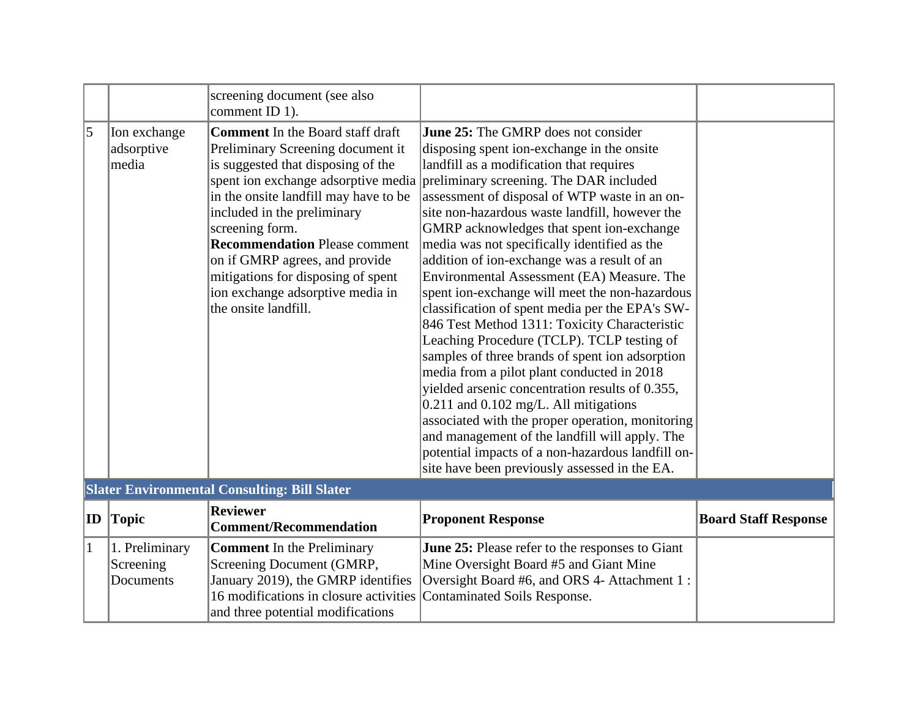| | | screening document (see also comment ID 1). | | |
|---|---|---|---|---|
| 5 | Ion exchange adsorptive media | **Comment** In the Board staff draft Preliminary Screening document it is suggested that disposing of the spent ion exchange adsorptive media in the onsite landfill may have to be included in the preliminary screening form. **Recommendation** Please comment on if GMRP agrees, and provide mitigations for disposing of spent ion exchange adsorptive media in the onsite landfill. | **June 25:** The GMRP does not consider disposing spent ion-exchange in the onsite landfill as a modification that requires preliminary screening. The DAR included assessment of disposal of WTP waste in an on-site non-hazardous waste landfill, however the GMRP acknowledges that spent ion-exchange media was not specifically identified as the addition of ion-exchange was a result of an Environmental Assessment (EA) Measure. The spent ion-exchange will meet the non-hazardous classification of spent media per the EPA's SW-846 Test Method 1311: Toxicity Characteristic Leaching Procedure (TCLP). TCLP testing of samples of three brands of spent ion adsorption media from a pilot plant conducted in 2018 yielded arsenic concentration results of 0.355, 0.211 and 0.102 mg/L. All mitigations associated with the proper operation, monitoring and management of the landfill will apply. The potential impacts of a non-hazardous landfill on-site have been previously assessed in the EA. | |

**Slater Environmental Consulting: Bill Slater**

| ID | Topic | Reviewer Comment/Recommendation | Proponent Response | Board Staff Response |
|---|---|---|---|---|
| 1 | 1. Preliminary Screening Documents | **Comment** In the Preliminary Screening Document (GMRP, January 2019), the GMRP identifies 16 modifications in closure activities and three potential modifications | **June 25:** Please refer to the responses to Giant Mine Oversight Board #5 and Giant Mine Oversight Board #6, and ORS 4- Attachment 1 : Contaminated Soils Response. | |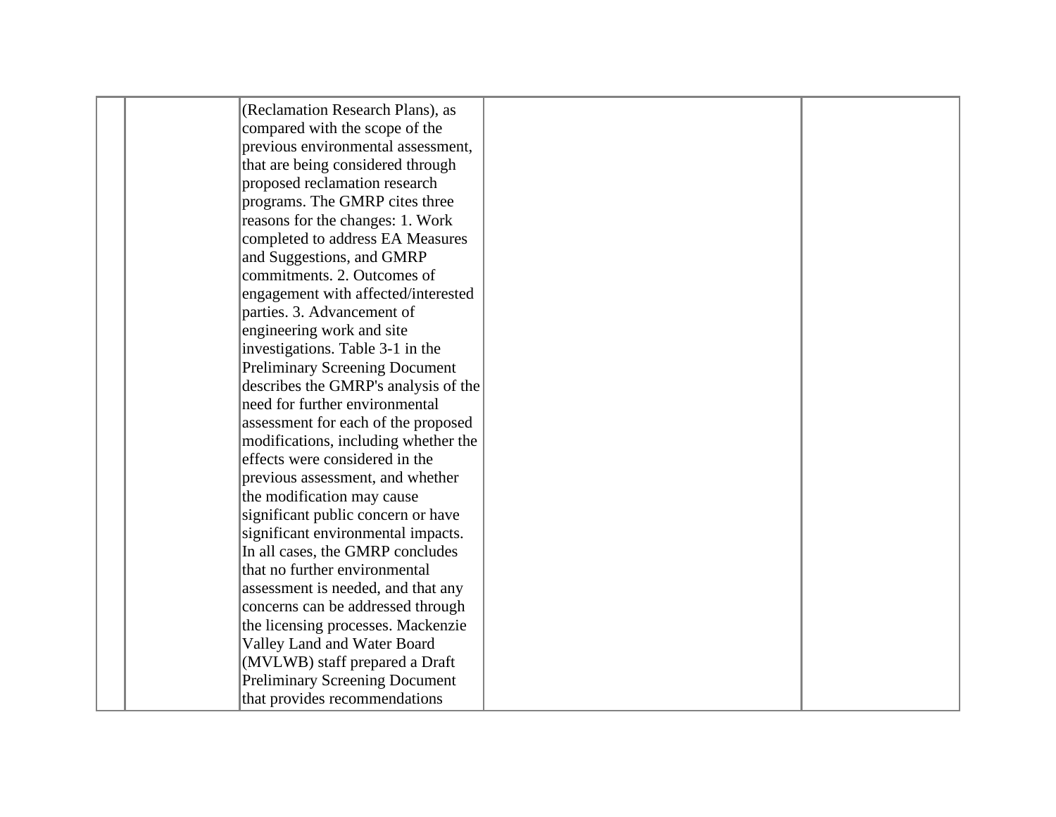|  |  |  |  |  |
|---|---|---|---|---|
|  |  | (Reclamation Research Plans), as compared with the scope of the previous environmental assessment, that are being considered through proposed reclamation research programs. The GMRP cites three reasons for the changes: 1. Work completed to address EA Measures and Suggestions, and GMRP commitments. 2. Outcomes of engagement with affected/interested parties. 3. Advancement of engineering work and site investigations. Table 3-1 in the Preliminary Screening Document describes the GMRP's analysis of the need for further environmental assessment for each of the proposed modifications, including whether the effects were considered in the previous assessment, and whether the modification may cause significant public concern or have significant environmental impacts. In all cases, the GMRP concludes that no further environmental assessment is needed, and that any concerns can be addressed through the licensing processes. Mackenzie Valley Land and Water Board (MVLWB) staff prepared a Draft Preliminary Screening Document that provides recommendations |  |  |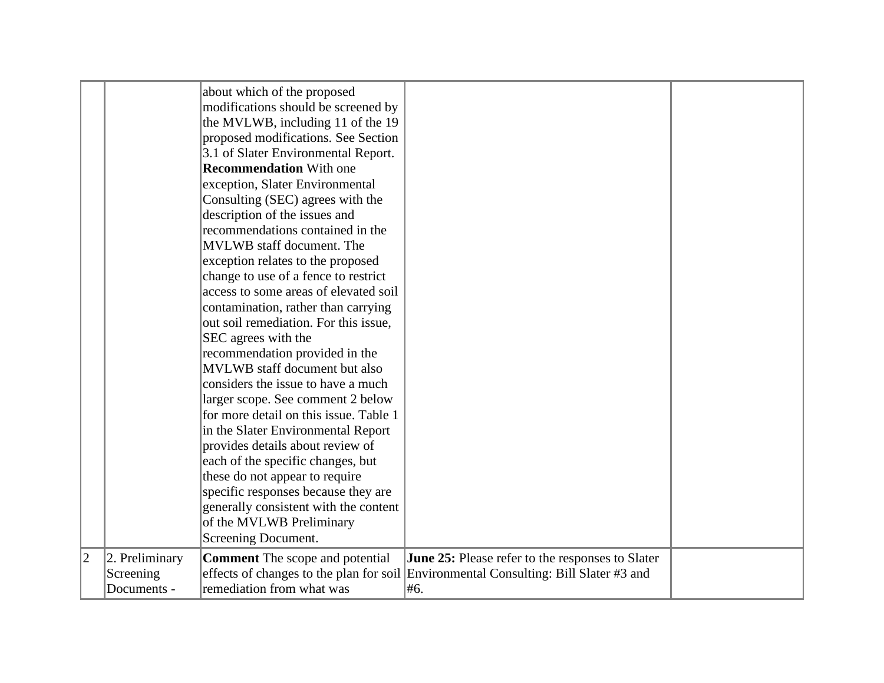|  |  |  |  |  |
|---|---|---|---|---|
|  |  | about which of the proposed modifications should be screened by the MVLWB, including 11 of the 19 proposed modifications. See Section 3.1 of Slater Environmental Report. **Recommendation** With one exception, Slater Environmental Consulting (SEC) agrees with the description of the issues and recommendations contained in the MVLWB staff document. The exception relates to the proposed change to use of a fence to restrict access to some areas of elevated soil contamination, rather than carrying out soil remediation. For this issue, SEC agrees with the recommendation provided in the MVLWB staff document but also considers the issue to have a much larger scope. See comment 2 below for more detail on this issue. Table 1 in the Slater Environmental Report provides details about review of each of the specific changes, but these do not appear to require specific responses because they are generally consistent with the content of the MVLWB Preliminary Screening Document. |  |  |
| 2 | 2. Preliminary Screening Documents - | **Comment** The scope and potential effects of changes to the plan for soil remediation from what was | **June 25:** Please refer to the responses to Slater Environmental Consulting: Bill Slater #3 and #6. |  |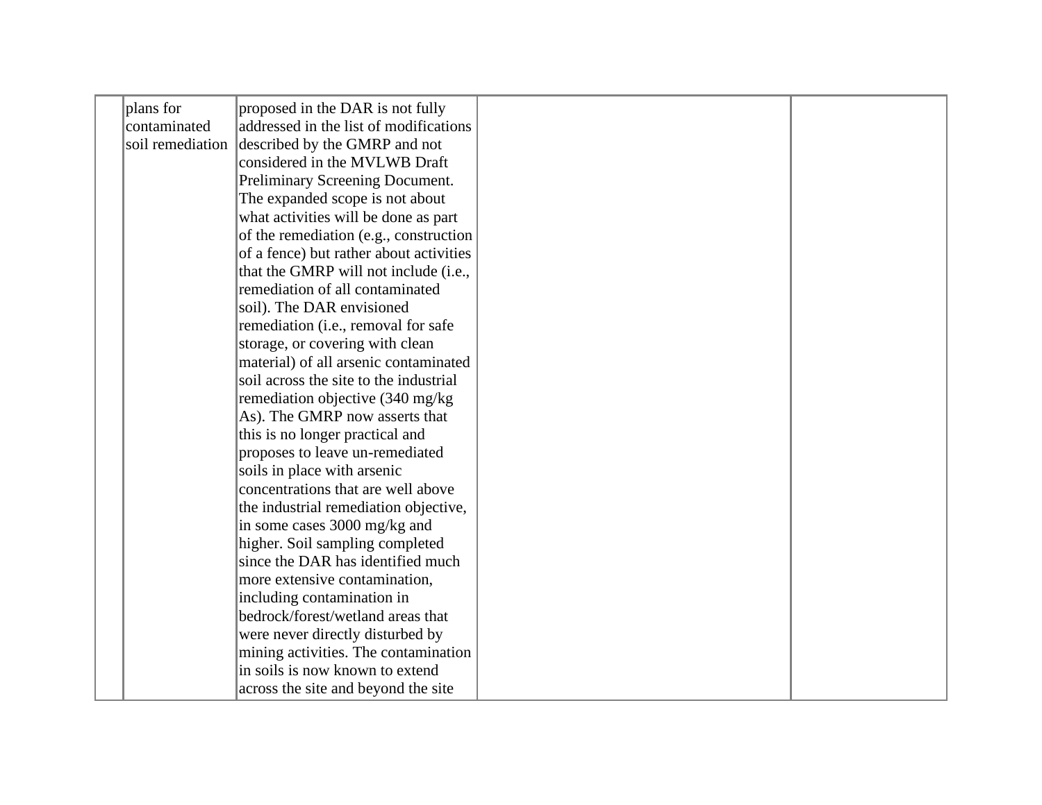| | | | | |
|---|---|---|---|---|
| | plans for contaminated soil remediation | proposed in the DAR is not fully addressed in the list of modifications described by the GMRP and not considered in the MVLWB Draft Preliminary Screening Document. The expanded scope is not about what activities will be done as part of the remediation (e.g., construction of a fence) but rather about activities that the GMRP will not include (i.e., remediation of all contaminated soil). The DAR envisioned remediation (i.e., removal for safe storage, or covering with clean material) of all arsenic contaminated soil across the site to the industrial remediation objective (340 mg/kg As). The GMRP now asserts that this is no longer practical and proposes to leave un-remediated soils in place with arsenic concentrations that are well above the industrial remediation objective, in some cases 3000 mg/kg and higher. Soil sampling completed since the DAR has identified much more extensive contamination, including contamination in bedrock/forest/wetland areas that were never directly disturbed by mining activities. The contamination in soils is now known to extend across the site and beyond the site | | |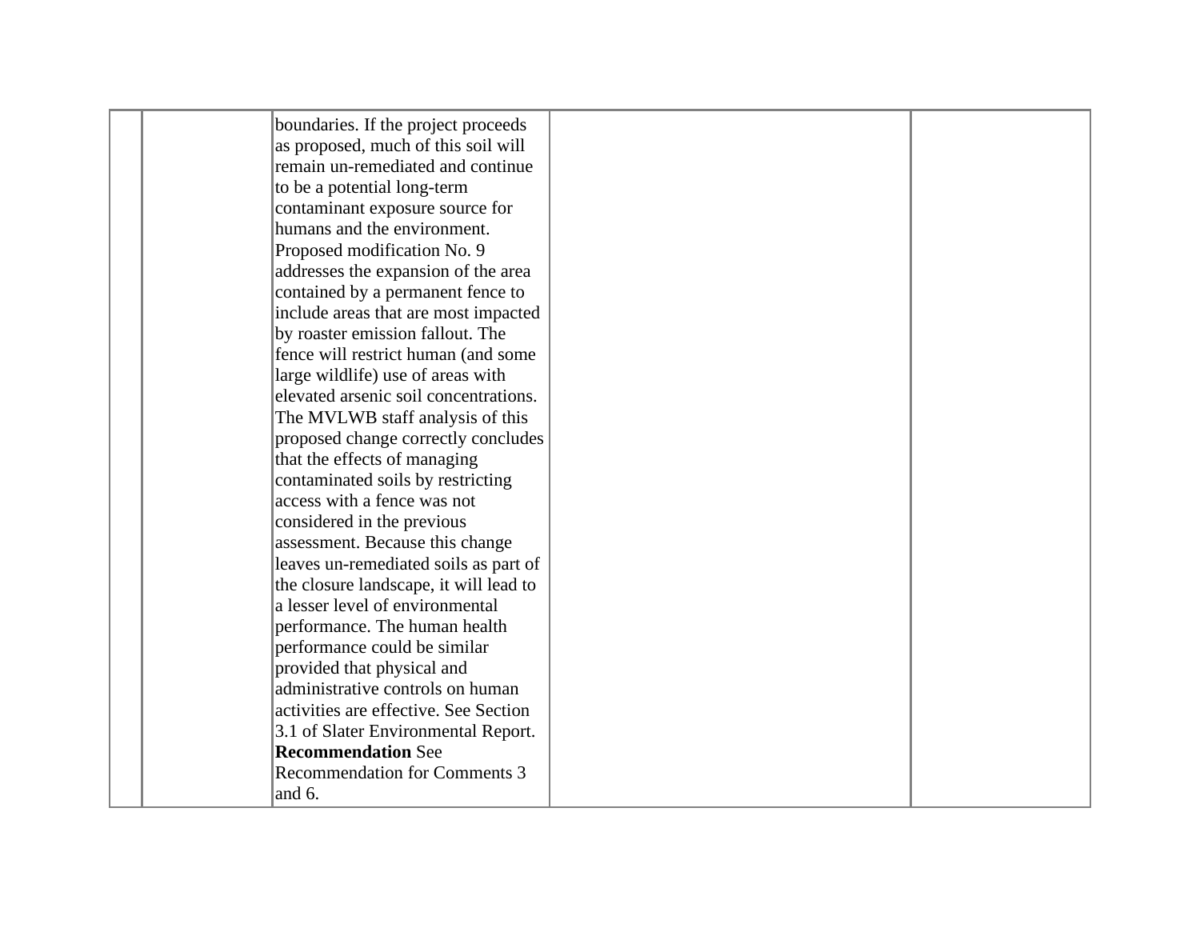|  |  |  |  |  |
|---|---|---|---|---|
|  |  | boundaries. If the project proceeds as proposed, much of this soil will remain un-remediated and continue to be a potential long-term contaminant exposure source for humans and the environment. Proposed modification No. 9 addresses the expansion of the area contained by a permanent fence to include areas that are most impacted by roaster emission fallout. The fence will restrict human (and some large wildlife) use of areas with elevated arsenic soil concentrations. The MVLWB staff analysis of this proposed change correctly concludes that the effects of managing contaminated soils by restricting access with a fence was not considered in the previous assessment. Because this change leaves un-remediated soils as part of the closure landscape, it will lead to a lesser level of environmental performance. The human health performance could be similar provided that physical and administrative controls on human activities are effective. See Section 3.1 of Slater Environmental Report. **Recommendation** See Recommendation for Comments 3 and 6. |  |  |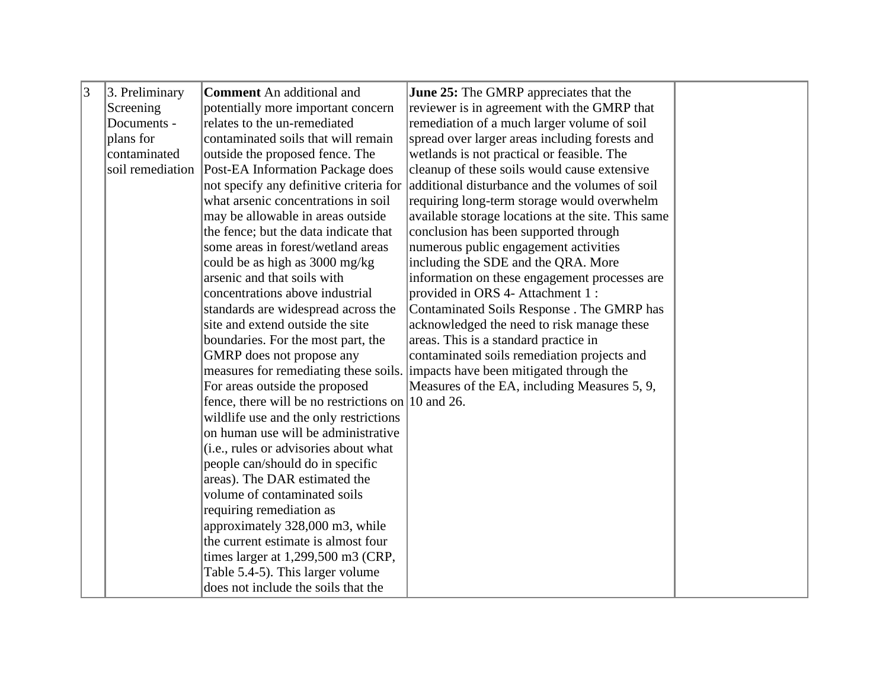| 3 | 3. Preliminary Screening Documents - plans for contaminated soil remediation | **Comment** An additional and potentially more important concern relates to the un-remediated contaminated soils that will remain outside the proposed fence. The Post-EA Information Package does not specify any definitive criteria for what arsenic concentrations in soil may be allowable in areas outside the fence; but the data indicate that some areas in forest/wetland areas could be as high as 3000 mg/kg arsenic and that soils with concentrations above industrial standards are widespread across the site and extend outside the site boundaries. For the most part, the GMRP does not propose any measures for remediating these soils. For areas outside the proposed fence, there will be no restrictions on wildlife use and the only restrictions on human use will be administrative (i.e., rules or advisories about what people can/should do in specific areas). The DAR estimated the volume of contaminated soils requiring remediation as approximately 328,000 m3, while the current estimate is almost four times larger at 1,299,500 m3 (CRP, Table 5.4-5). This larger volume does not include the soils that the | **June 25:** The GMRP appreciates that the reviewer is in agreement with the GMRP that remediation of a much larger volume of soil spread over larger areas including forests and wetlands is not practical or feasible. The cleanup of these soils would cause extensive additional disturbance and the volumes of soil requiring long-term storage would overwhelm available storage locations at the site. This same conclusion has been supported through numerous public engagement activities including the SDE and the QRA. More information on these engagement processes are provided in ORS 4- Attachment 1 : Contaminated Soils Response . The GMRP has acknowledged the need to risk manage these areas. This is a standard practice in contaminated soils remediation projects and impacts have been mitigated through the Measures of the EA, including Measures 5, 9, 10 and 26. | |
|---|---|---|---|---|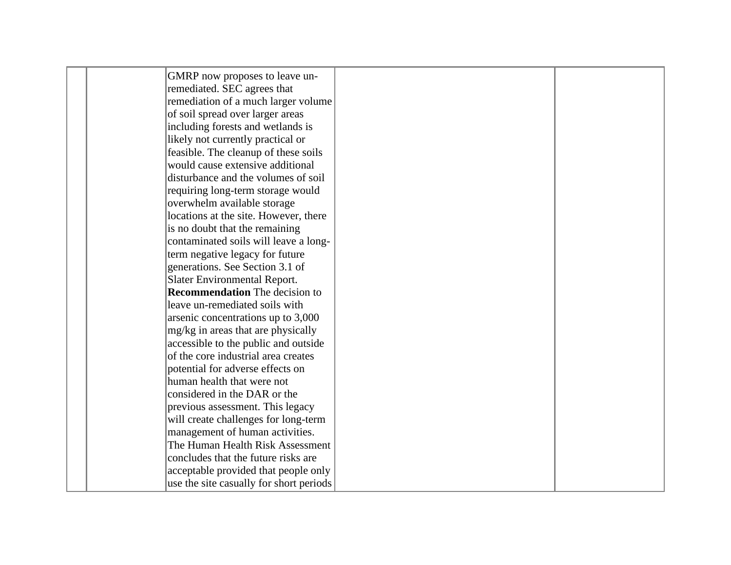|  |  |  |  |  |
|---|---|---|---|---|
|  |  | GMRP now proposes to leave un-remediated. SEC agrees that remediation of a much larger volume of soil spread over larger areas including forests and wetlands is likely not currently practical or feasible. The cleanup of these soils would cause extensive additional disturbance and the volumes of soil requiring long-term storage would overwhelm available storage locations at the site. However, there is no doubt that the remaining contaminated soils will leave a long-term negative legacy for future generations. See Section 3.1 of Slater Environmental Report. **Recommendation** The decision to leave un-remediated soils with arsenic concentrations up to 3,000 mg/kg in areas that are physically accessible to the public and outside of the core industrial area creates potential for adverse effects on human health that were not considered in the DAR or the previous assessment. This legacy will create challenges for long-term management of human activities. The Human Health Risk Assessment concludes that the future risks are acceptable provided that people only use the site casually for short periods |  |  |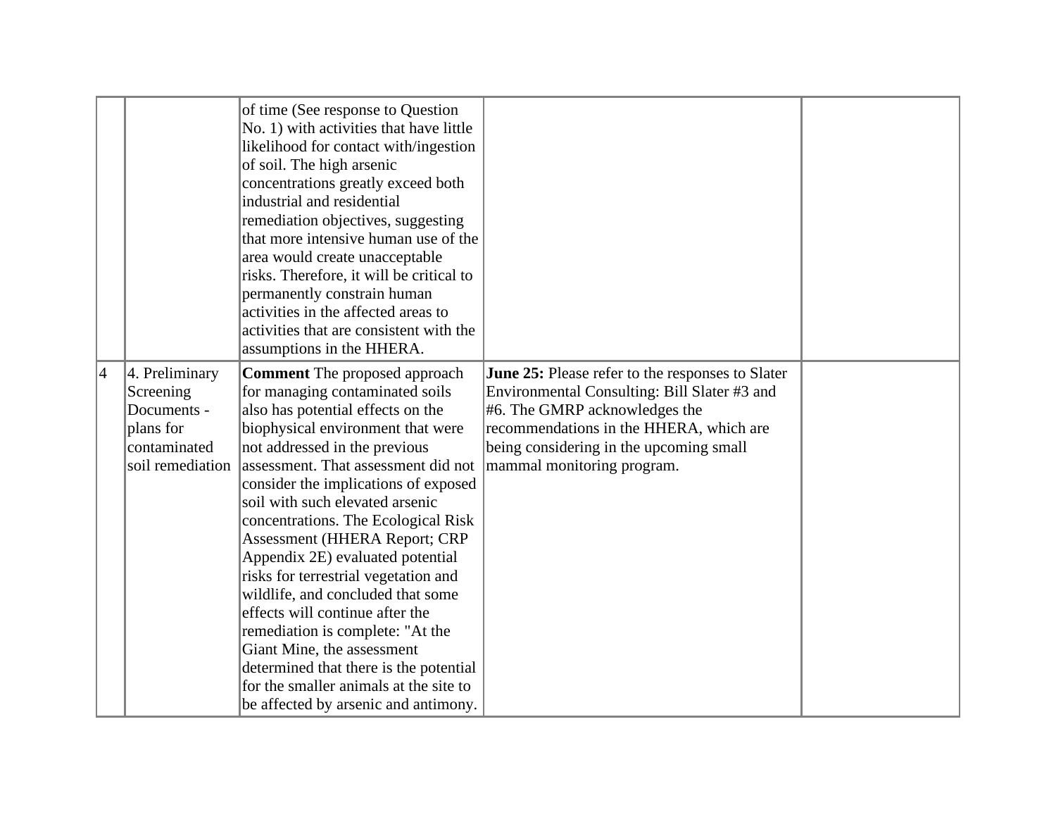| | | | | |
|---|---|---|---|---|
| | | of time (See response to Question No. 1) with activities that have little likelihood for contact with/ingestion of soil. The high arsenic concentrations greatly exceed both industrial and residential remediation objectives, suggesting that more intensive human use of the area would create unacceptable risks. Therefore, it will be critical to permanently constrain human activities in the affected areas to activities that are consistent with the assumptions in the HHERA. | | |
| 4 | 4. Preliminary Screening Documents - plans for contaminated soil remediation | **Comment** The proposed approach for managing contaminated soils also has potential effects on the biophysical environment that were not addressed in the previous assessment. That assessment did not consider the implications of exposed soil with such elevated arsenic concentrations. The Ecological Risk Assessment (HHERA Report; CRP Appendix 2E) evaluated potential risks for terrestrial vegetation and wildlife, and concluded that some effects will continue after the remediation is complete: "At the Giant Mine, the assessment determined that there is the potential for the smaller animals at the site to be affected by arsenic and antimony. | **June 25:** Please refer to the responses to Slater Environmental Consulting: Bill Slater #3 and #6. The GMRP acknowledges the recommendations in the HHERA, which are being considering in the upcoming small mammal monitoring program. | |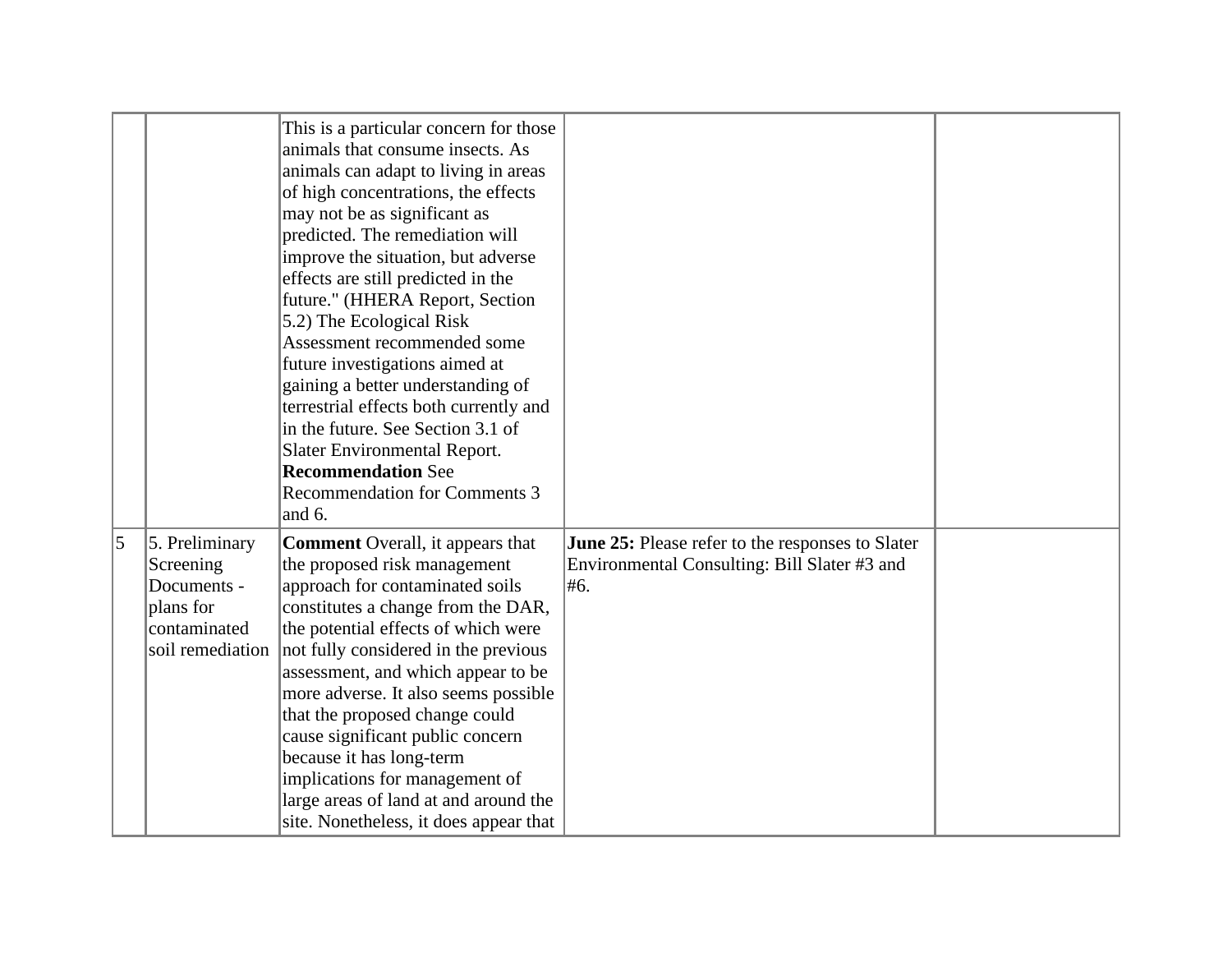| | | | | |
|---|---|---|---|---|
| | | This is a particular concern for those animals that consume insects. As animals can adapt to living in areas of high concentrations, the effects may not be as significant as predicted. The remediation will improve the situation, but adverse effects are still predicted in the future." (HHERA Report, Section 5.2) The Ecological Risk Assessment recommended some future investigations aimed at gaining a better understanding of terrestrial effects both currently and in the future. See Section 3.1 of Slater Environmental Report. **Recommendation** See Recommendation for Comments 3 and 6. | | |
| 5 | 5. Preliminary Screening Documents - plans for contaminated soil remediation | **Comment** Overall, it appears that the proposed risk management approach for contaminated soils constitutes a change from the DAR, the potential effects of which were not fully considered in the previous assessment, and which appear to be more adverse. It also seems possible that the proposed change could cause significant public concern because it has long-term implications for management of large areas of land at and around the site. Nonetheless, it does appear that | **June 25:** Please refer to the responses to Slater Environmental Consulting: Bill Slater #3 and #6. | |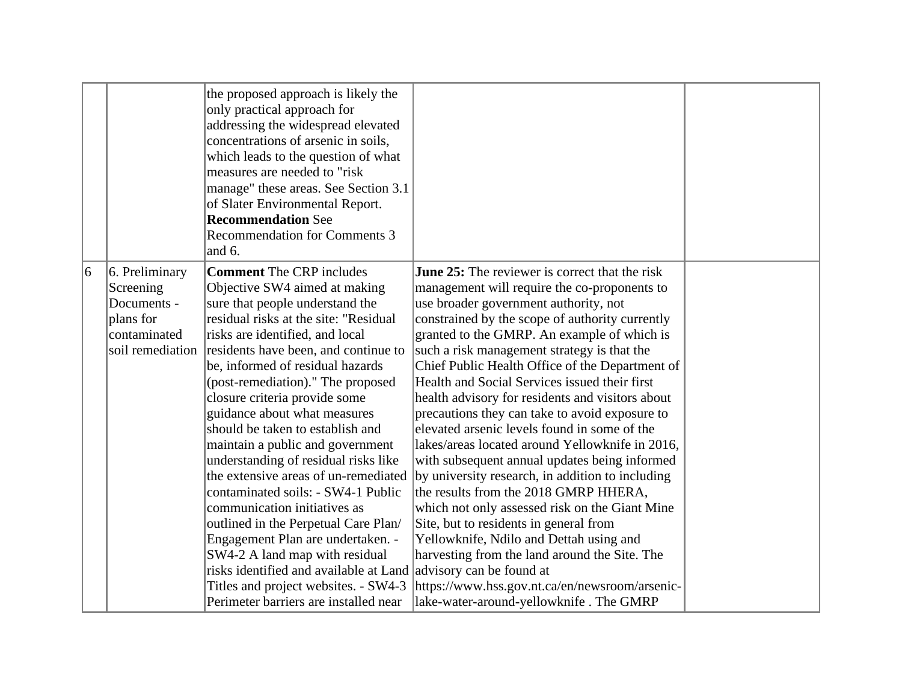| | | | | |
|---|---|---|---|---|
| | | the proposed approach is likely the only practical approach for addressing the widespread elevated concentrations of arsenic in soils, which leads to the question of what measures are needed to "risk manage" these areas. See Section 3.1 of Slater Environmental Report. **Recommendation** See Recommendation for Comments 3 and 6. | | |
| 6 | 6. Preliminary Screening Documents - plans for contaminated soil remediation | **Comment** The CRP includes Objective SW4 aimed at making sure that people understand the residual risks at the site: "Residual risks are identified, and local residents have been, and continue to be, informed of residual hazards (post-remediation)." The proposed closure criteria provide some guidance about what measures should be taken to establish and maintain a public and government understanding of residual risks like the extensive areas of un-remediated contaminated soils: - SW4-1 Public communication initiatives as outlined in the Perpetual Care Plan/ Engagement Plan are undertaken. - SW4-2 A land map with residual risks identified and available at Land Titles and project websites. - SW4-3 Perimeter barriers are installed near | **June 25:** The reviewer is correct that the risk management will require the co-proponents to use broader government authority, not constrained by the scope of authority currently granted to the GMRP. An example of which is such a risk management strategy is that the Chief Public Health Office of the Department of Health and Social Services issued their first health advisory for residents and visitors about precautions they can take to avoid exposure to elevated arsenic levels found in some of the lakes/areas located around Yellowknife in 2016, with subsequent annual updates being informed by university research, in addition to including the results from the 2018 GMRP HHERA, which not only assessed risk on the Giant Mine Site, but to residents in general from Yellowknife, Ndilo and Dettah using and harvesting from the land around the Site. The advisory can be found at https://www.hss.gov.nt.ca/en/newsroom/arsenic-lake-water-around-yellowknife . The GMRP | |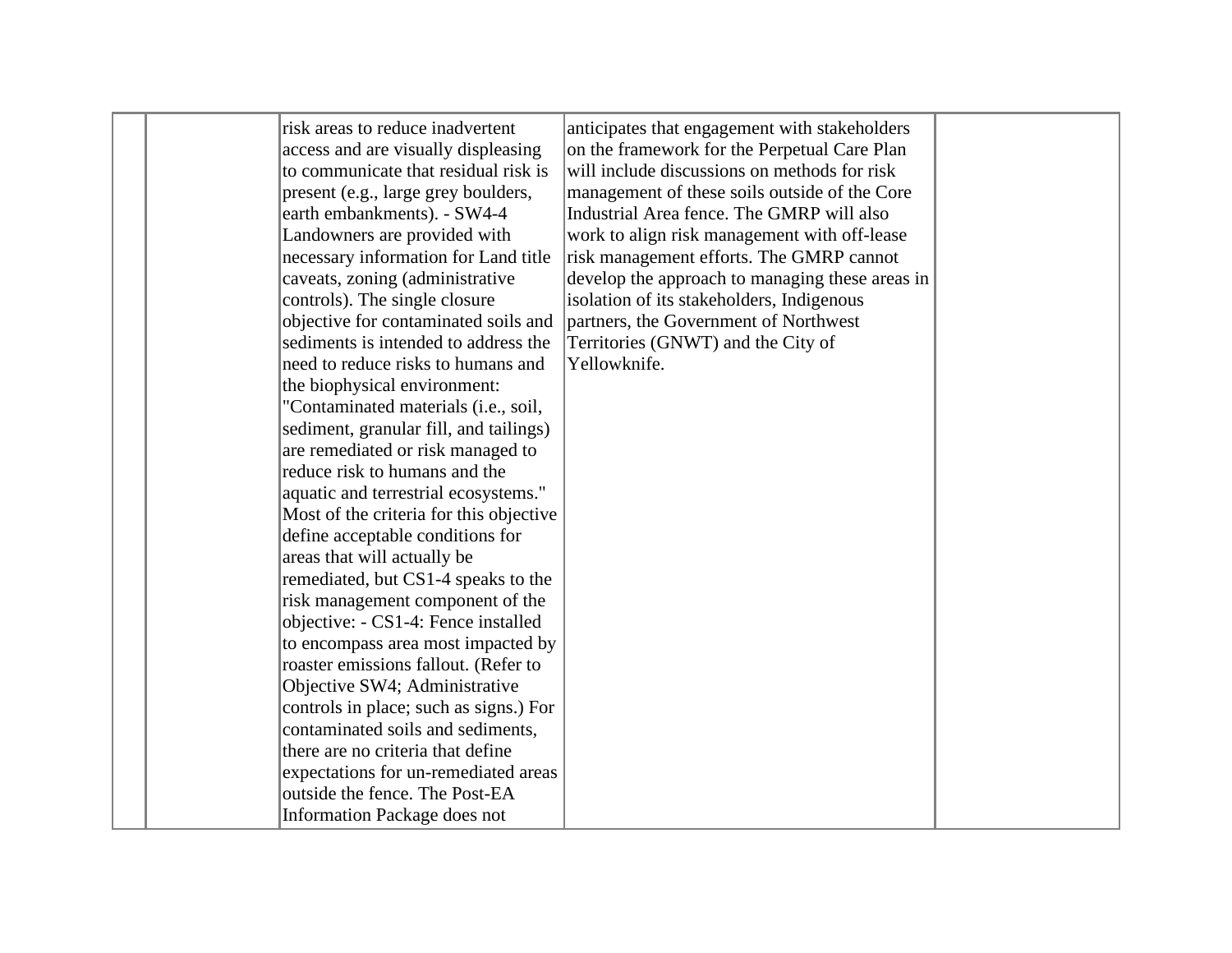| | | | | |
|---|---|---|---|---|
| | | risk areas to reduce inadvertent access and are visually displeasing to communicate that residual risk is present (e.g., large grey boulders, earth embankments). - SW4-4 Landowners are provided with necessary information for Land title caveats, zoning (administrative controls). The single closure objective for contaminated soils and sediments is intended to address the need to reduce risks to humans and the biophysical environment: "Contaminated materials (i.e., soil, sediment, granular fill, and tailings) are remediated or risk managed to reduce risk to humans and the aquatic and terrestrial ecosystems." Most of the criteria for this objective define acceptable conditions for areas that will actually be remediated, but CS1-4 speaks to the risk management component of the objective: - CS1-4: Fence installed to encompass area most impacted by roaster emissions fallout. (Refer to Objective SW4; Administrative controls in place; such as signs.) For contaminated soils and sediments, there are no criteria that define expectations for un-remediated areas outside the fence. The Post-EA Information Package does not | anticipates that engagement with stakeholders on the framework for the Perpetual Care Plan will include discussions on methods for risk management of these soils outside of the Core Industrial Area fence. The GMRP will also work to align risk management with off-lease risk management efforts. The GMRP cannot develop the approach to managing these areas in isolation of its stakeholders, Indigenous partners, the Government of Northwest Territories (GNWT) and the City of Yellowknife. | |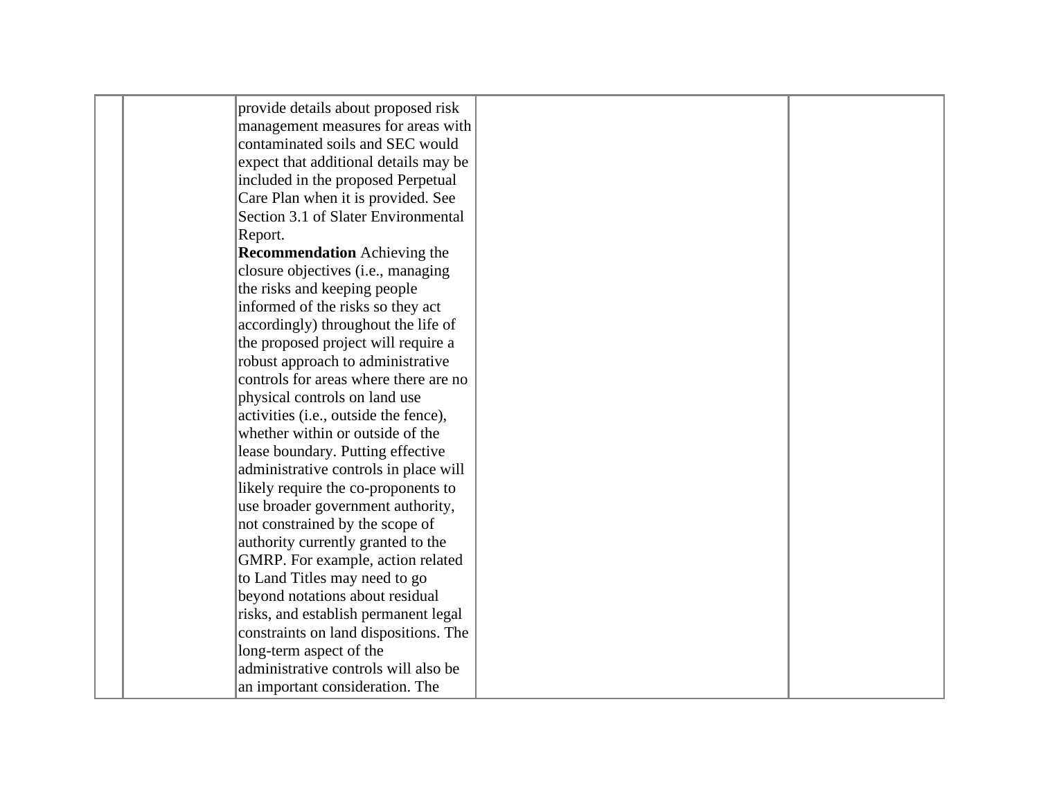|  |  |  |  |  |
|---|---|---|---|---|
|  |  | provide details about proposed risk management measures for areas with contaminated soils and SEC would expect that additional details may be included in the proposed Perpetual Care Plan when it is provided. See Section 3.1 of Slater Environmental Report.<br>**Recommendation** Achieving the closure objectives (i.e., managing the risks and keeping people informed of the risks so they act accordingly) throughout the life of the proposed project will require a robust approach to administrative controls for areas where there are no physical controls on land use activities (i.e., outside the fence), whether within or outside of the lease boundary. Putting effective administrative controls in place will likely require the co-proponents to use broader government authority, not constrained by the scope of authority currently granted to the GMRP. For example, action related to Land Titles may need to go beyond notations about residual risks, and establish permanent legal constraints on land dispositions. The long-term aspect of the administrative controls will also be an important consideration. The |  |  |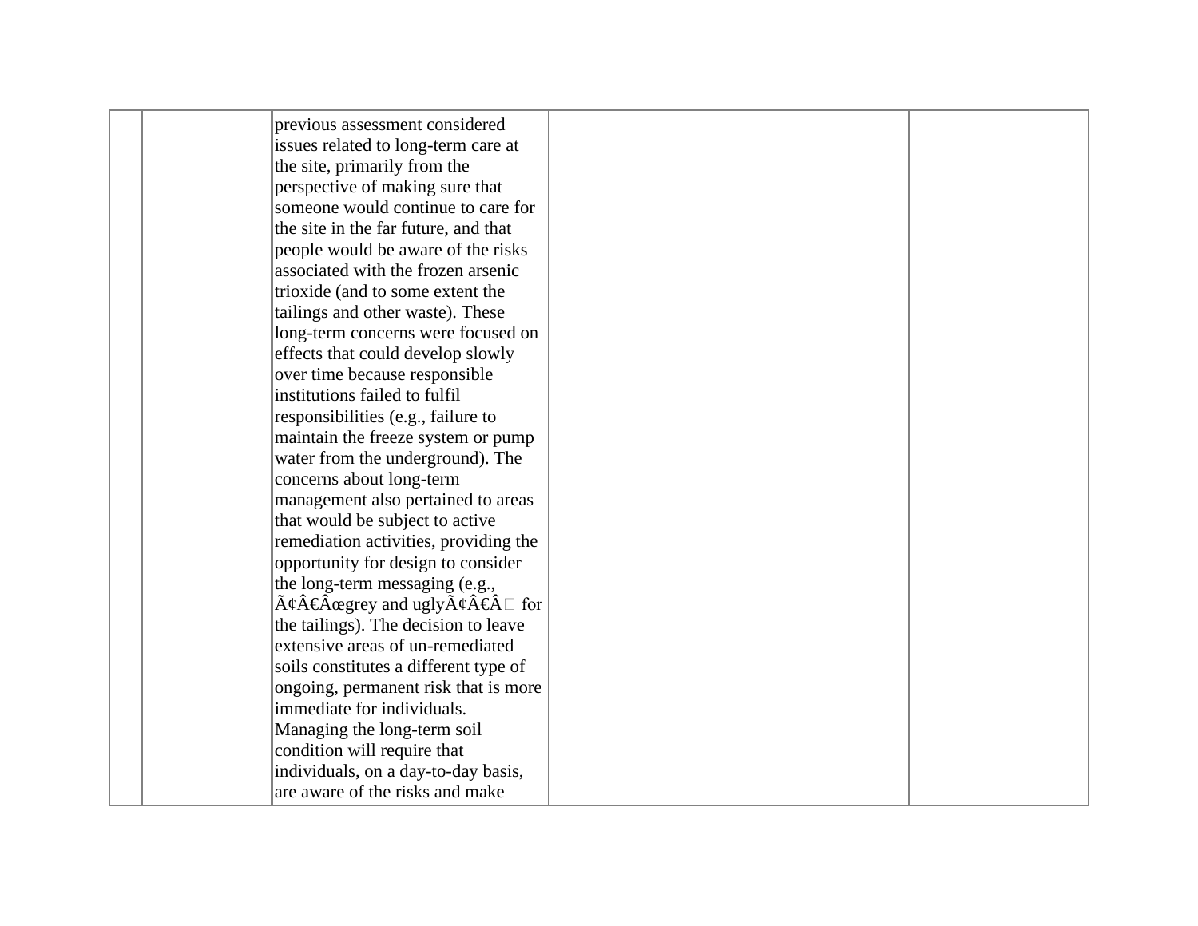| | | | | |
|---|---|---|---|---|
| | | previous assessment considered issues related to long-term care at the site, primarily from the perspective of making sure that someone would continue to care for the site in the far future, and that people would be aware of the risks associated with the frozen arsenic trioxide (and to some extent the tailings and other waste). These long-term concerns were focused on effects that could develop slowly over time because responsible institutions failed to fulfil responsibilities (e.g., failure to maintain the freeze system or pump water from the underground). The concerns about long-term management also pertained to areas that would be subject to active remediation activities, providing the opportunity for design to consider the long-term messaging (e.g., Ã¢Â€Âœgrey and uglyÃ¢Â€Â for the tailings). The decision to leave extensive areas of un-remediated soils constitutes a different type of ongoing, permanent risk that is more immediate for individuals. Managing the long-term soil condition will require that individuals, on a day-to-day basis, are aware of the risks and make | | |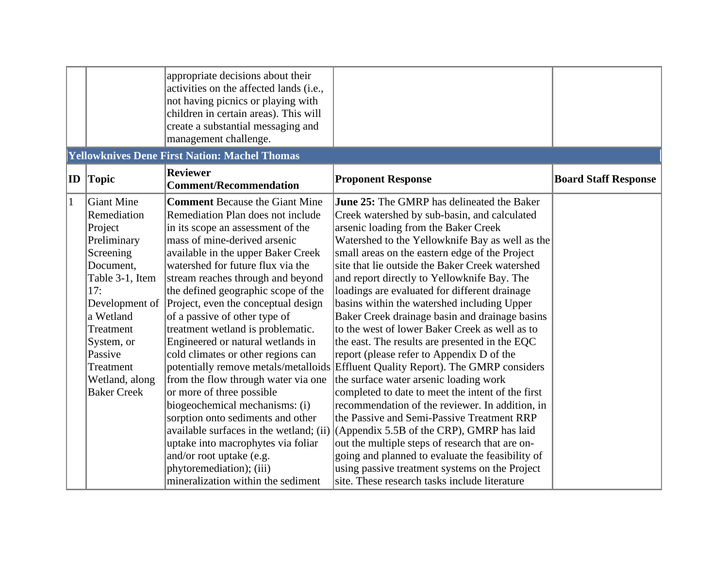| | | appropriate decisions about their activities on the affected lands (i.e., not having picnics or playing with children in certain areas). This will create a substantial messaging and management challenge. | | |
|---|---|---|---|---|
| **Yellowknives Dene First Nation: Machel Thomas** | | | | |
| **ID** | **Topic** | **Reviewer Comment/Recommendation** | **Proponent Response** | **Board Staff Response** |
| 1 | Giant Mine Remediation Project Preliminary Screening Document, Table 3-1, Item 17: Development of a Wetland Treatment System, or Passive Treatment Wetland, along Baker Creek | **Comment** Because the Giant Mine Remediation Plan does not include in its scope an assessment of the mass of mine-derived arsenic available in the upper Baker Creek watershed for future flux via the stream reaches through and beyond the defined geographic scope of the Project, even the conceptual design of a passive of other type of treatment wetland is problematic. Engineered or natural wetlands in cold climates or other regions can potentially remove metals/metalloids from the flow through water via one or more of three possible biogeochemical mechanisms: (i) sorption onto sediments and other available surfaces in the wetland; (ii) uptake into macrophytes via foliar and/or root uptake (e.g. phytoremediation); (iii) mineralization within the sediment | **June 25:** The GMRP has delineated the Baker Creek watershed by sub-basin, and calculated arsenic loading from the Baker Creek Watershed to the Yellowknife Bay as well as the small areas on the eastern edge of the Project site that lie outside the Baker Creek watershed and report directly to Yellowknife Bay. The loadings are evaluated for different drainage basins within the watershed including Upper Baker Creek drainage basin and drainage basins to the west of lower Baker Creek as well as to the east. The results are presented in the EQC report (please refer to Appendix D of the Effluent Quality Report). The GMRP considers the surface water arsenic loading work completed to date to meet the intent of the first recommendation of the reviewer. In addition, in the Passive and Semi-Passive Treatment RRP (Appendix 5.5B of the CRP), GMRP has laid out the multiple steps of research that are on-going and planned to evaluate the feasibility of using passive treatment systems on the Project site. These research tasks include literature | |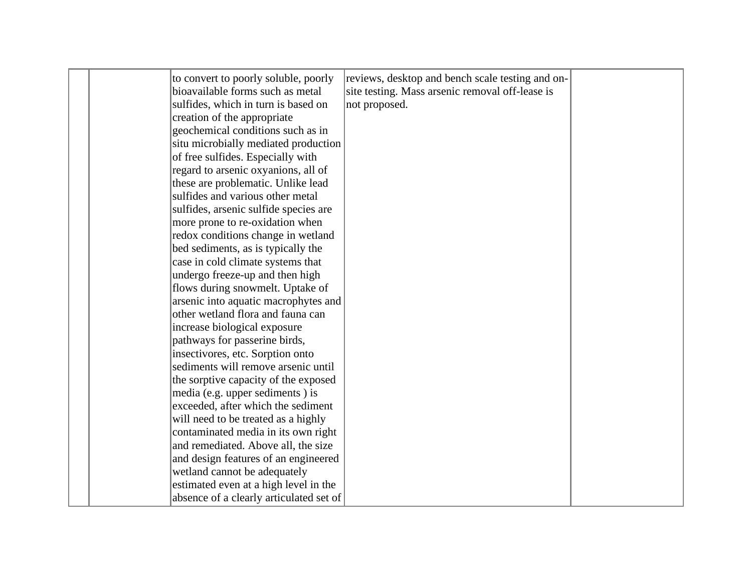| | | | | |
|---|---|---|---|---|
| | | to convert to poorly soluble, poorly bioavailable forms such as metal sulfides, which in turn is based on creation of the appropriate geochemical conditions such as in situ microbially mediated production of free sulfides. Especially with regard to arsenic oxyanions, all of these are problematic. Unlike lead sulfides and various other metal sulfides, arsenic sulfide species are more prone to re-oxidation when redox conditions change in wetland bed sediments, as is typically the case in cold climate systems that undergo freeze-up and then high flows during snowmelt. Uptake of arsenic into aquatic macrophytes and other wetland flora and fauna can increase biological exposure pathways for passerine birds, insectivores, etc. Sorption onto sediments will remove arsenic until the sorptive capacity of the exposed media (e.g. upper sediments ) is exceeded, after which the sediment will need to be treated as a highly contaminated media in its own right and remediated. Above all, the size and design features of an engineered wetland cannot be adequately estimated even at a high level in the absence of a clearly articulated set of | reviews, desktop and bench scale testing and on-site testing. Mass arsenic removal off-lease is not proposed. | |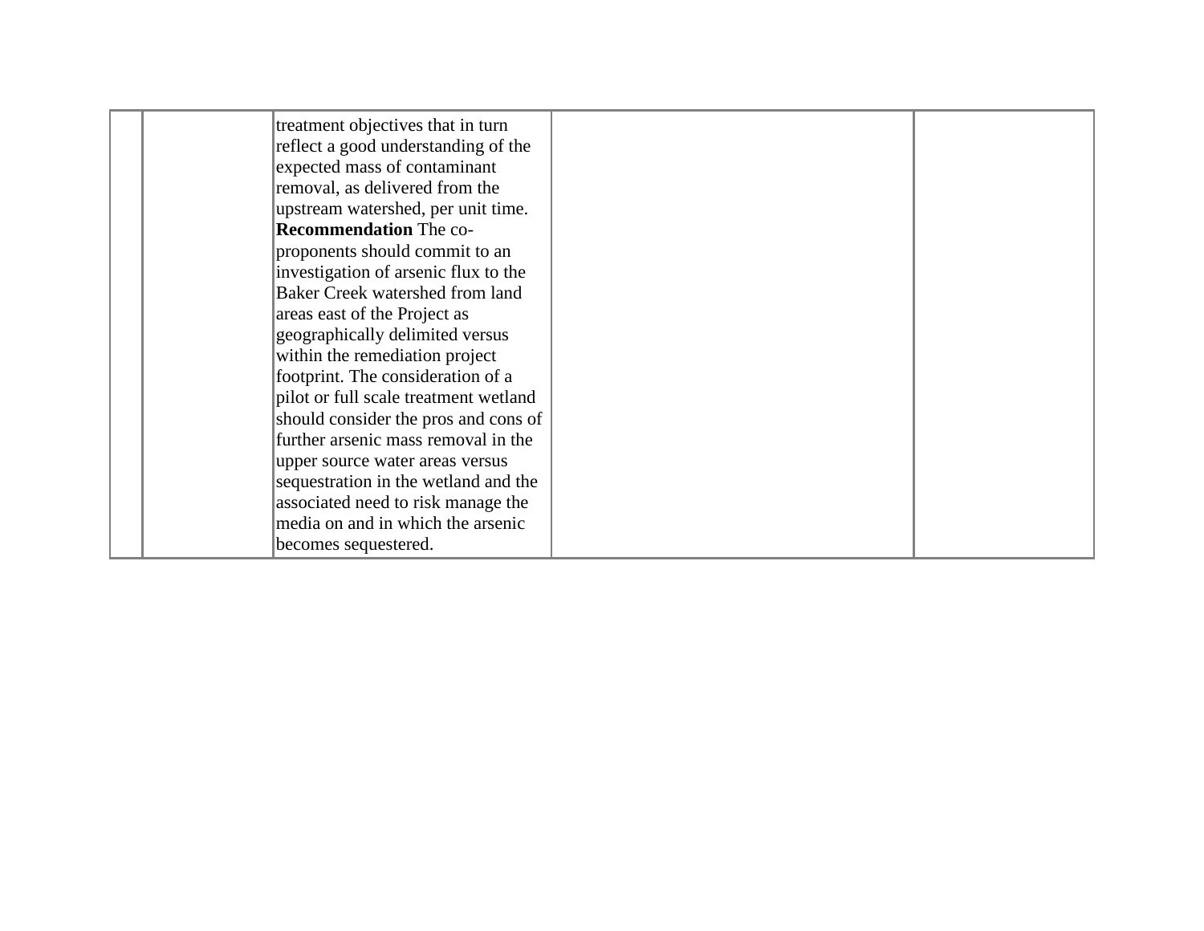| | | | | |
|---|---|---|---|---|
| | | treatment objectives that in turn reflect a good understanding of the expected mass of contaminant removal, as delivered from the upstream watershed, per unit time. **Recommendation** The co-proponents should commit to an investigation of arsenic flux to the Baker Creek watershed from land areas east of the Project as geographically delimited versus within the remediation project footprint. The consideration of a pilot or full scale treatment wetland should consider the pros and cons of further arsenic mass removal in the upper source water areas versus sequestration in the wetland and the associated need to risk manage the media on and in which the arsenic becomes sequestered. | | |